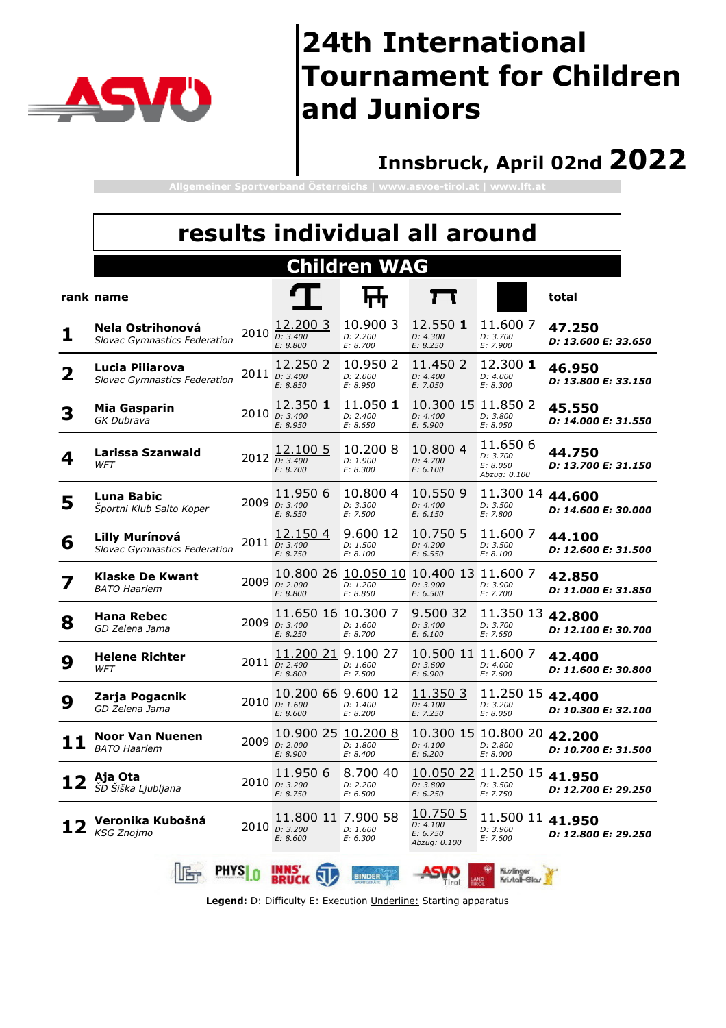# 24th International Tournament for Children and Juniors

## Innsbruck, April 02nd 2022

Allgemeiner Sportverband Österreichs | www.asvoe-tirol.at | www.lft.at

## results individual all around

### Children WAG

| rank | name | | Vault | Uneven Bars | Beam | Floor | total |
|---|---|---|---|---|---|---|---|
| 1 | **Nela Ostrihonová** *Slovac Gymnastics Federation* | 2010 | <u>12.200 3</u> D: 3.400 E: 8.800 | 10.900 3 D: 2.200 E: 8.700 | 12.550 **1** D: 4.300 E: 8.250 | 11.600 7 D: 3.700 E: 7.900 | **47.250** **D: 13.600 E: 33.650** |
| 2 | **Lucia Piliarova** *Slovac Gymnastics Federation* | 2011 | <u>12.250 2</u> D: 3.400 E: 8.850 | 10.950 2 D: 2.000 E: 8.950 | 11.450 2 D: 4.400 E: 7.050 | 12.300 **1** D: 4.000 E: 8.300 | **46.950** **D: 13.800 E: 33.150** |
| 3 | **Mia Gasparin** *GK Dubrava* | 2010 | 12.350 **1** D: 3.400 E: 8.950 | 11.050 **1** D: 2.400 E: 8.650 | 10.300 15 D: 4.400 E: 5.900 | <u>11.850 2</u> D: 3.800 E: 8.050 | **45.550** **D: 14.000 E: 31.550** |
| 4 | **Larissa Szanwald** *WFT* | 2012 | <u>12.100 5</u> D: 3.400 E: 8.700 | 10.200 8 D: 1.900 E: 8.300 | 10.800 4 D: 4.700 E: 6.100 | 11.650 6 D: 3.700 E: 8.050 Abzug: 0.100 | **44.750** **D: 13.700 E: 31.150** |
| 5 | **Luna Babic** *Športni Klub Salto Koper* | 2009 | <u>11.950 6</u> D: 3.400 E: 8.550 | 10.800 4 D: 3.300 E: 7.500 | 10.550 9 D: 4.400 E: 6.150 | 11.300 14 D: 3.500 E: 7.800 | **44.600** **D: 14.600 E: 30.000** |
| 6 | **Lilly Murínová** *Slovac Gymnastics Federation* | 2011 | <u>12.150 4</u> D: 3.400 E: 8.750 | 9.600 12 D: 1.500 E: 8.100 | 10.750 5 D: 4.200 E: 6.550 | 11.600 7 D: 3.500 E: 8.100 | **44.100** **D: 12.600 E: 31.500** |
| 7 | **Klaske De Kwant** *BATO Haarlem* | 2009 | 10.800 26 D: 2.000 E: 8.800 | <u>10.050 10</u> D: 1.200 E: 8.850 | 10.400 13 D: 3.900 E: 6.500 | 11.600 7 D: 3.900 E: 7.700 | **42.850** **D: 11.000 E: 31.850** |
| 8 | **Hana Rebec** *GD Zelena Jama* | 2009 | 11.650 16 D: 3.400 E: 8.250 | 10.300 7 D: 1.600 E: 8.700 | <u>9.500 32</u> D: 3.400 E: 6.100 | 11.350 13 D: 3.700 E: 7.650 | **42.800** **D: 12.100 E: 30.700** |
| 9 | **Helene Richter** *WFT* | 2011 | <u>11.200 21</u> D: 2.400 E: 8.800 | 9.100 27 D: 1.600 E: 7.500 | 10.500 11 D: 3.600 E: 6.900 | 11.600 7 D: 4.000 E: 7.600 | **42.400** **D: 11.600 E: 30.800** |
| 9 | **Zarja Pogacnik** *GD Zelena Jama* | 2010 | 10.200 66 D: 1.600 E: 8.600 | 9.600 12 D: 1.400 E: 8.200 | <u>11.350 3</u> D: 4.100 E: 7.250 | 11.250 15 D: 3.200 E: 8.050 | **42.400** **D: 10.300 E: 32.100** |
| 11 | **Noor Van Nuenen** *BATO Haarlem* | 2009 | 10.900 25 D: 2.000 E: 8.900 | <u>10.200 8</u> D: 1.800 E: 8.400 | 10.300 15 D: 4.100 E: 6.200 | 10.800 20 D: 2.800 E: 8.000 | **42.200** **D: 10.700 E: 31.500** |
| 12 | **Aja Ota** *ŠD Šiška Ljubljana* | 2010 | 11.950 6 D: 3.200 E: 8.750 | 8.700 40 D: 2.200 E: 6.500 | <u>10.050 22</u> D: 3.800 E: 6.250 | 11.250 15 D: 3.500 E: 7.750 | **41.950** **D: 12.700 E: 29.250** |
| 12 | **Veronika Kubošná** *KSG Znojmo* | 2010 | 11.800 11 D: 3.200 E: 8.600 | 7.900 58 D: 1.600 E: 6.300 | <u>10.750 5</u> D: 4.100 E: 6.750 Abzug: 0.100 | 11.500 11 D: 3.900 E: 7.600 | **41.950** **D: 12.800 E: 29.250** |

**Legend:** D: Difficulty E: Execution <u>Underline:</u> Starting apparatus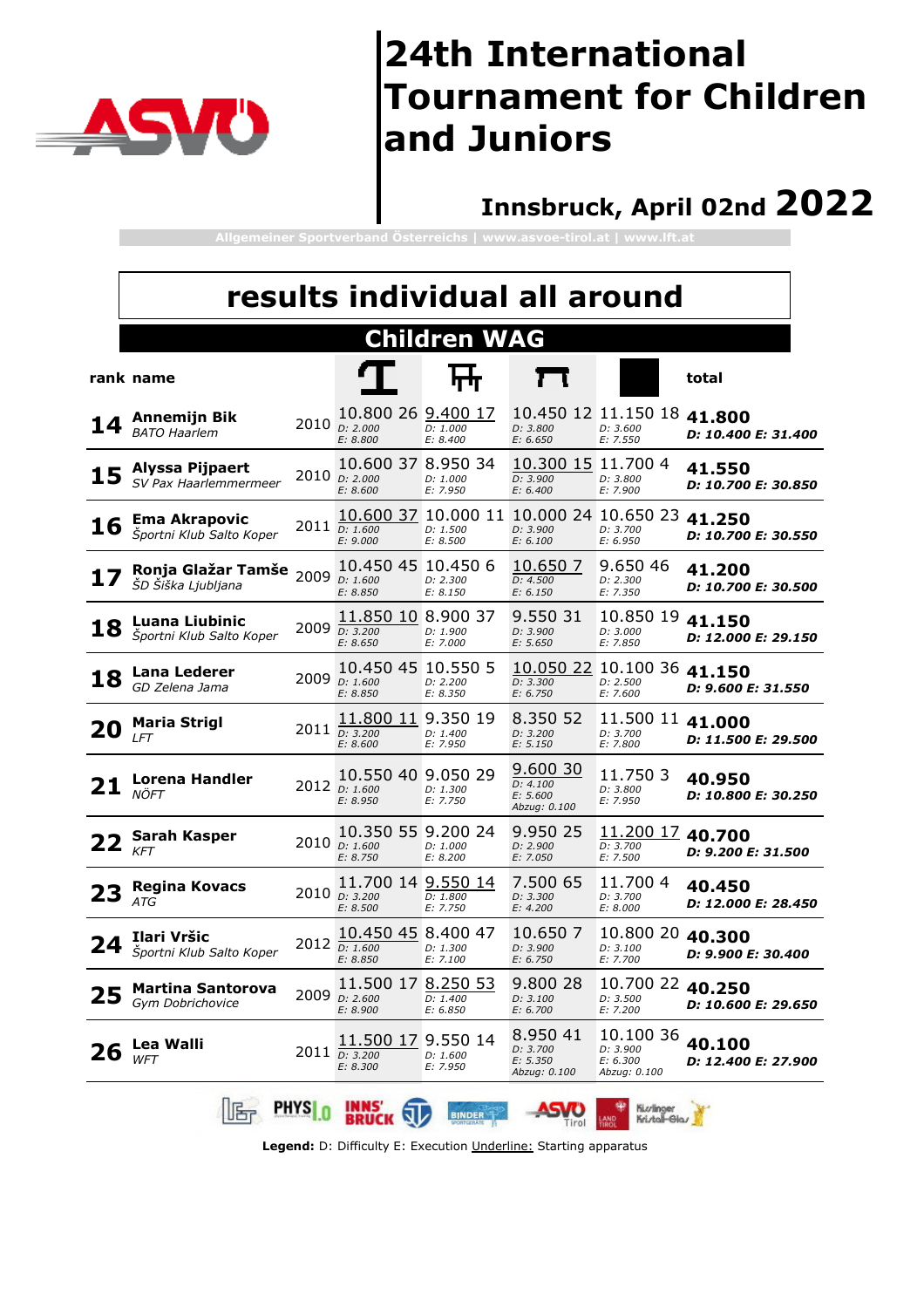# 24th International Tournament for Children and Juniors

## Innsbruck, April 02nd 2022

Allgemeiner Sportverband Österreichs | www.asvoe-tirol.at | www.lft.at

## results individual all around

### Children WAG

| rank | name | | Vault | Uneven bars | Beam | Floor | total |
|---|---|---|---|---|---|---|---|
| 14 | **Annemijn Bik** *BATO Haarlem* | 2010 | 10.800 26 *D: 2.000 E: 8.800* | <u>9.400 17</u> *D: 1.000 E: 8.400* | 10.450 12 *D: 3.800 E: 6.650* | 11.150 18 *D: 3.600 E: 7.550* | **41.800** ***D: 10.400 E: 31.400*** |
| 15 | **Alyssa Pijpaert** *SV Pax Haarlemmermeer* | 2010 | 10.600 37 *D: 2.000 E: 8.600* | 8.950 34 *D: 1.000 E: 7.950* | <u>10.300 15</u> *D: 3.900 E: 6.400* | 11.700 4 *D: 3.800 E: 7.900* | **41.550** ***D: 10.700 E: 30.850*** |
| 16 | **Ema Akrapovic** *Športni Klub Salto Koper* | 2011 | <u>10.600 37</u> *D: 1.600 E: 9.000* | 10.000 11 *D: 1.500 E: 8.500* | 10.000 24 *D: 3.900 E: 6.100* | 10.650 23 *D: 3.700 E: 6.950* | **41.250** ***D: 10.700 E: 30.550*** |
| 17 | **Ronja Glažar Tamše** *ŠD Šiška Ljubljana* | 2009 | 10.450 45 *D: 1.600 E: 8.850* | 10.450 6 *D: 2.300 E: 8.150* | <u>10.650 7</u> *D: 4.500 E: 6.150* | 9.650 46 *D: 2.300 E: 7.350* | **41.200** ***D: 10.700 E: 30.500*** |
| 18 | **Luana Liubinic** *Športni Klub Salto Koper* | 2009 | <u>11.850 10</u> *D: 3.200 E: 8.650* | 8.900 37 *D: 1.900 E: 7.000* | 9.550 31 *D: 3.900 E: 5.650* | 10.850 19 *D: 3.000 E: 7.850* | **41.150** ***D: 12.000 E: 29.150*** |
| 18 | **Lana Lederer** *GD Zelena Jama* | 2009 | 10.450 45 *D: 1.600 E: 8.850* | 10.550 5 *D: 2.200 E: 8.350* | <u>10.050 22</u> *D: 3.300 E: 6.750* | 10.100 36 *D: 2.500 E: 7.600* | **41.150** ***D: 9.600 E: 31.550*** |
| 20 | **Maria Strigl** *LFT* | 2011 | <u>11.800 11</u> *D: 3.200 E: 8.600* | 9.350 19 *D: 1.400 E: 7.950* | 8.350 52 *D: 3.200 E: 5.150* | 11.500 11 *D: 3.700 E: 7.800* | **41.000** ***D: 11.500 E: 29.500*** |
| 21 | **Lorena Handler** *NÖFT* | 2012 | 10.550 40 *D: 1.600 E: 8.950* | 9.050 29 *D: 1.300 E: 7.750* | <u>9.600 30</u> *D: 4.100 E: 5.600 Abzug: 0.100* | 11.750 3 *D: 3.800 E: 7.950* | **40.950** ***D: 10.800 E: 30.250*** |
| 22 | **Sarah Kasper** *KFT* | 2010 | 10.350 55 *D: 1.600 E: 8.750* | 9.200 24 *D: 1.000 E: 8.200* | 9.950 25 *D: 2.900 E: 7.050* | <u>11.200 17</u> *D: 3.700 E: 7.500* | **40.700** ***D: 9.200 E: 31.500*** |
| 23 | **Regina Kovacs** *ATG* | 2010 | 11.700 14 *D: 3.200 E: 8.500* | <u>9.550 14</u> *D: 1.800 E: 7.750* | 7.500 65 *D: 3.300 E: 4.200* | 11.700 4 *D: 3.700 E: 8.000* | **40.450** ***D: 12.000 E: 28.450*** |
| 24 | **Ilari Vršic** *Športni Klub Salto Koper* | 2012 | <u>10.450 45</u> *D: 1.600 E: 8.850* | 8.400 47 *D: 1.300 E: 7.100* | 10.650 7 *D: 3.900 E: 6.750* | 10.800 20 *D: 3.100 E: 7.700* | **40.300** ***D: 9.900 E: 30.400*** |
| 25 | **Martina Santorova** *Gym Dobrichovice* | 2009 | 11.500 17 *D: 2.600 E: 8.900* | <u>8.250 53</u> *D: 1.400 E: 6.850* | 9.800 28 *D: 3.100 E: 6.700* | 10.700 22 *D: 3.500 E: 7.200* | **40.250** ***D: 10.600 E: 29.650*** |
| 26 | **Lea Walli** *WFT* | 2011 | <u>11.500 17</u> *D: 3.200 E: 8.300* | 9.550 14 *D: 1.600 E: 7.950* | 8.950 41 *D: 3.700 E: 5.350 Abzug: 0.100* | 10.100 36 *D: 3.900 E: 6.300 Abzug: 0.100* | **40.100** ***D: 12.400 E: 27.900*** |

**Legend:** D: Difficulty E: Execution <u>Underline:</u> Starting apparatus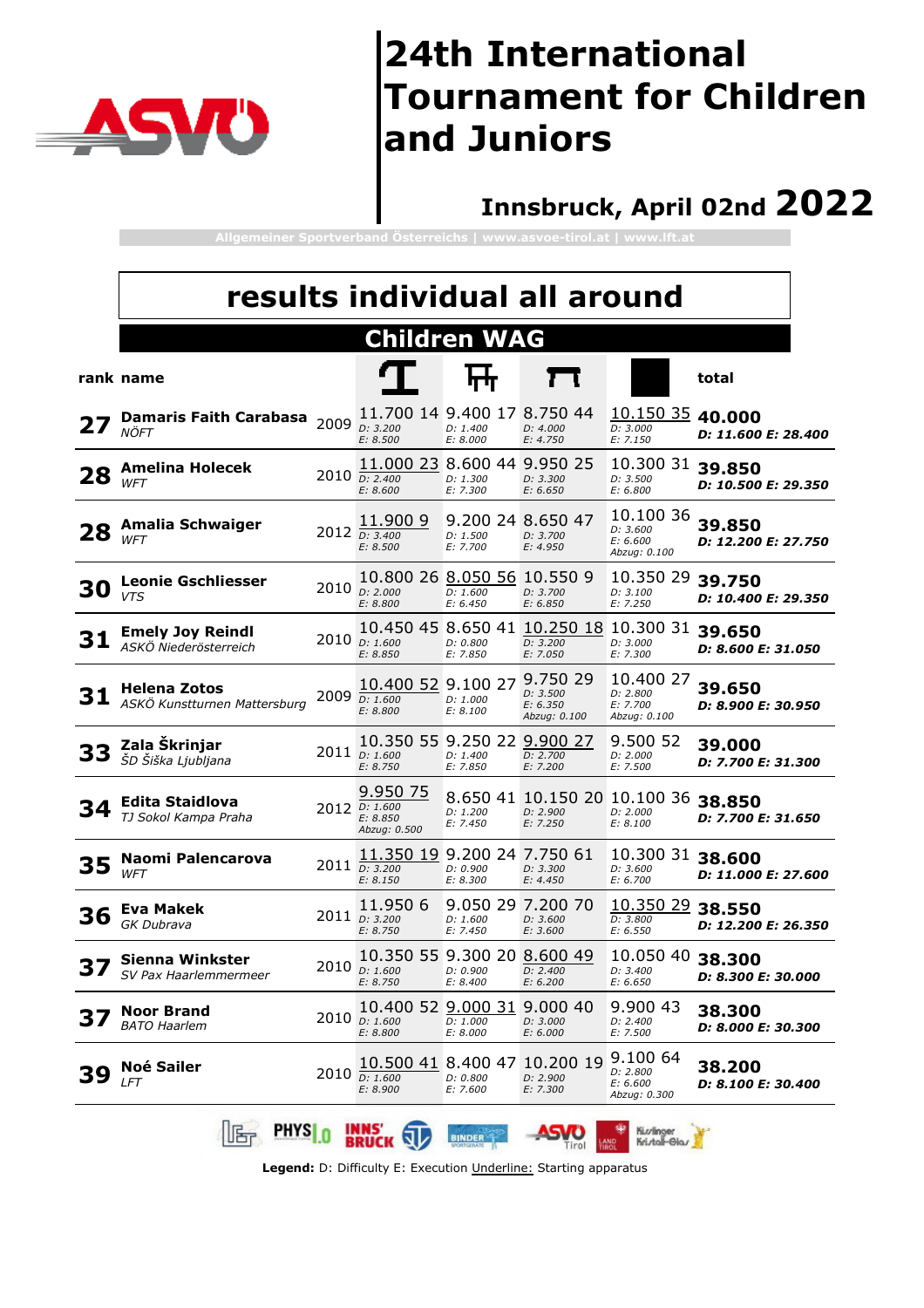# 24th International Tournament for Children and Juniors

## Innsbruck, April 02nd 2022

Allgemeiner Sportverband Österreichs | www.asvoe-tirol.at | www.lft.at

## results individual all around

### Children WAG

| rank | name | | Vault | Uneven Bars | Beam | Floor | total |
|---|---|---|---|---|---|---|---|
| 27 | **Damaris Faith Carabasa** *NÖFT* | 2009 | 11.700 14 D: 3.200 E: 8.500 | 9.400 17 D: 1.400 E: 8.000 | 8.750 44 D: 4.000 E: 4.750 | <u>10.150 35</u> D: 3.000 E: 7.150 | **40.000** D: 11.600 E: 28.400 |
| 28 | **Amelina Holecek** *WFT* | 2010 | <u>11.000 23</u> D: 2.400 E: 8.600 | 8.600 44 D: 1.300 E: 7.300 | 9.950 25 D: 3.300 E: 6.650 | 10.300 31 D: 3.500 E: 6.800 | **39.850** D: 10.500 E: 29.350 |
| 28 | **Amalia Schwaiger** *WFT* | 2012 | <u>11.900 9</u> D: 3.400 E: 8.500 | 9.200 24 D: 1.500 E: 7.700 | 8.650 47 D: 3.700 E: 4.950 | 10.100 36 D: 3.600 E: 6.600 Abzug: 0.100 | **39.850** D: 12.200 E: 27.750 |
| 30 | **Leonie Gschliesser** *VTS* | 2010 | 10.800 26 D: 2.000 E: 8.800 | <u>8.050 56</u> D: 1.600 E: 6.450 | 10.550 9 D: 3.700 E: 6.850 | 10.350 29 D: 3.100 E: 7.250 | **39.750** D: 10.400 E: 29.350 |
| 31 | **Emely Joy Reindl** *ASKÖ Niederösterreich* | 2010 | 10.450 45 D: 1.600 E: 8.850 | 8.650 41 D: 0.800 E: 7.850 | <u>10.250 18</u> D: 3.200 E: 7.050 | 10.300 31 D: 3.000 E: 7.300 | **39.650** D: 8.600 E: 31.050 |
| 31 | **Helena Zotos** *ASKÖ Kunstturnen Mattersburg* | 2009 | <u>10.400 52</u> D: 1.600 E: 8.800 | 9.100 27 D: 1.000 E: 8.100 | 9.750 29 D: 3.500 E: 6.350 Abzug: 0.100 | 10.400 27 D: 2.800 E: 7.700 Abzug: 0.100 | **39.650** D: 8.900 E: 30.950 |
| 33 | **Zala Škrinjar** *ŠD Šiška Ljubljana* | 2011 | 10.350 55 D: 1.600 E: 8.750 | 9.250 22 D: 1.400 E: 7.850 | <u>9.900 27</u> D: 2.700 E: 7.200 | 9.500 52 D: 2.000 E: 7.500 | **39.000** D: 7.700 E: 31.300 |
| 34 | **Edita Staidlova** *TJ Sokol Kampa Praha* | 2012 | <u>9.950 75</u> D: 1.600 E: 8.850 Abzug: 0.500 | 8.650 41 D: 1.200 E: 7.450 | 10.150 20 D: 2.900 E: 7.250 | 10.100 36 D: 2.000 E: 8.100 | **38.850** D: 7.700 E: 31.650 |
| 35 | **Naomi Palencarova** *WFT* | 2011 | <u>11.350 19</u> D: 3.200 E: 8.150 | 9.200 24 D: 0.900 E: 8.300 | 7.750 61 D: 3.300 E: 4.450 | 10.300 31 D: 3.600 E: 6.700 | **38.600** D: 11.000 E: 27.600 |
| 36 | **Eva Makek** *GK Dubrava* | 2011 | 11.950 6 D: 3.200 E: 8.750 | 9.050 29 D: 1.600 E: 7.450 | 7.200 70 D: 3.600 E: 3.600 | <u>10.350 29</u> D: 3.800 E: 6.550 | **38.550** D: 12.200 E: 26.350 |
| 37 | **Sienna Winkster** *SV Pax Haarlemmermeer* | 2010 | 10.350 55 D: 1.600 E: 8.750 | 9.300 20 D: 0.900 E: 8.400 | <u>8.600 49</u> D: 2.400 E: 6.200 | 10.050 40 D: 3.400 E: 6.650 | **38.300** D: 8.300 E: 30.000 |
| 37 | **Noor Brand** *BATO Haarlem* | 2010 | 10.400 52 D: 1.600 E: 8.800 | <u>9.000 31</u> D: 1.000 E: 8.000 | 9.000 40 D: 3.000 E: 6.000 | 9.900 43 D: 2.400 E: 7.500 | **38.300** D: 8.000 E: 30.300 |
| 39 | **Noé Sailer** *LFT* | 2010 | <u>10.500 41</u> D: 1.600 E: 8.900 | 8.400 47 D: 0.800 E: 7.600 | 10.200 19 D: 2.900 E: 7.300 | 9.100 64 D: 2.800 E: 6.600 Abzug: 0.300 | **38.200** D: 8.100 E: 30.400 |

**Legend:** D: Difficulty E: Execution <u>Underline:</u> Starting apparatus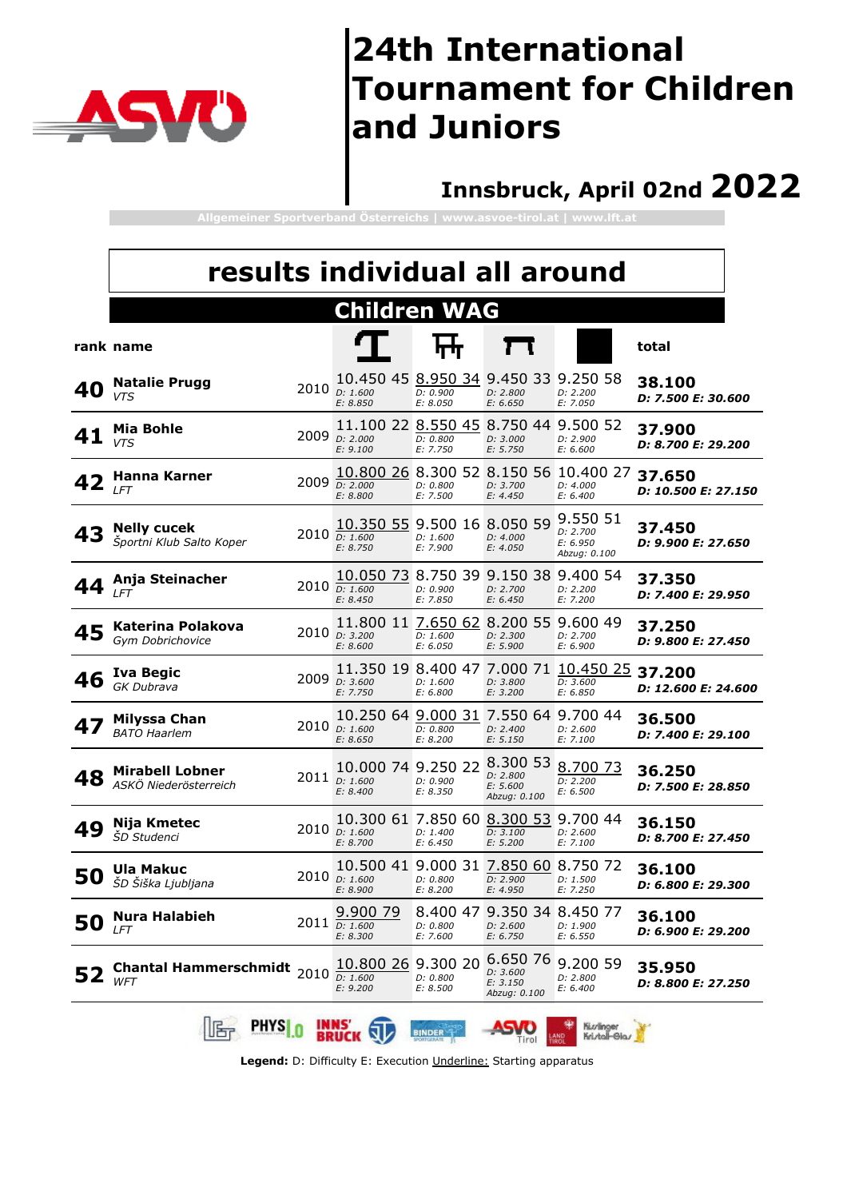# 24th International Tournament for Children and Juniors

## Innsbruck, April 02nd 2022

Allgemeiner Sportverband Österreichs | www.asvoe-tirol.at | www.lft.at

## results individual all around

### Children WAG

| rank | name | | Vault | Uneven Bars | Beam | Floor | total |
|---|---|---|---|---|---|---|---|
| 40 | **Natalie Prugg** *VTS* | 2010 | 10.450 45 D: 1.600 E: 8.850 | <u>8.950</u> 34 D: 0.900 E: 8.050 | 9.450 33 D: 2.800 E: 6.650 | 9.250 58 D: 2.200 E: 7.050 | **38.100** **D: 7.500 E: 30.600** |
| 41 | **Mia Bohle** *VTS* | 2009 | 11.100 22 D: 2.000 E: 9.100 | <u>8.550</u> 45 D: 0.800 E: 7.750 | 8.750 44 D: 3.000 E: 5.750 | 9.500 52 D: 2.900 E: 6.600 | **37.900** **D: 8.700 E: 29.200** |
| 42 | **Hanna Karner** *LFT* | 2009 | <u>10.800</u> 26 D: 2.000 E: 8.800 | 8.300 52 D: 0.800 E: 7.500 | 8.150 56 D: 3.700 E: 4.450 | 10.400 27 D: 4.000 E: 6.400 | **37.650** **D: 10.500 E: 27.150** |
| 43 | **Nelly cucek** *Športni Klub Salto Koper* | 2010 | <u>10.350</u> 55 D: 1.600 E: 8.750 | 9.500 16 D: 1.600 E: 7.900 | 8.050 59 D: 4.000 E: 4.050 | 9.550 51 D: 2.700 E: 6.950 Abzug: 0.100 | **37.450** **D: 9.900 E: 27.650** |
| 44 | **Anja Steinacher** *LFT* | 2010 | <u>10.050</u> 73 D: 1.600 E: 8.450 | 8.750 39 D: 0.900 E: 7.850 | 9.150 38 D: 2.700 E: 6.450 | 9.400 54 D: 2.200 E: 7.200 | **37.350** **D: 7.400 E: 29.950** |
| 45 | **Katerina Polakova** *Gym Dobrichovice* | 2010 | 11.800 11 D: 3.200 E: 8.600 | <u>7.650</u> 62 D: 1.600 E: 6.050 | 8.200 55 D: 2.300 E: 5.900 | 9.600 49 D: 2.700 E: 6.900 | **37.250** **D: 9.800 E: 27.450** |
| 46 | **Iva Begic** *GK Dubrava* | 2009 | 11.350 19 D: 3.600 E: 7.750 | 8.400 47 D: 1.600 E: 6.800 | 7.000 71 D: 3.800 E: 3.200 | <u>10.450</u> 25 D: 3.600 E: 6.850 | **37.200** **D: 12.600 E: 24.600** |
| 47 | **Milyssa Chan** *BATO Haarlem* | 2010 | 10.250 64 D: 1.600 E: 8.650 | <u>9.000</u> 31 D: 0.800 E: 8.200 | 7.550 64 D: 2.400 E: 5.150 | 9.700 44 D: 2.600 E: 7.100 | **36.500** **D: 7.400 E: 29.100** |
| 48 | **Mirabell Lobner** *ASKÖ Niederösterreich* | 2011 | 10.000 74 D: 1.600 E: 8.400 | 9.250 22 D: 0.900 E: 8.350 | 8.300 53 D: 2.800 E: 5.600 Abzug: 0.100 | <u>8.700</u> 73 D: 2.200 E: 6.500 | **36.250** **D: 7.500 E: 28.850** |
| 49 | **Nija Kmetec** *ŠD Studenci* | 2010 | 10.300 61 D: 1.600 E: 8.700 | 7.850 60 D: 1.400 E: 6.450 | <u>8.300</u> 53 D: 3.100 E: 5.200 | 9.700 44 D: 2.600 E: 7.100 | **36.150** **D: 8.700 E: 27.450** |
| 50 | **Ula Makuc** *ŠD Šiška Ljubljana* | 2010 | 10.500 41 D: 1.600 E: 8.900 | 9.000 31 D: 0.800 E: 8.200 | <u>7.850</u> 60 D: 2.900 E: 4.950 | 8.750 72 D: 1.500 E: 7.250 | **36.100** **D: 6.800 E: 29.300** |
| 50 | **Nura Halabieh** *LFT* | 2011 | <u>9.900</u> 79 D: 1.600 E: 8.300 | 8.400 47 D: 0.800 E: 7.600 | 9.350 34 D: 2.600 E: 6.750 | 8.450 77 D: 1.900 E: 6.550 | **36.100** **D: 6.900 E: 29.200** |
| 52 | **Chantal Hammerschmidt** *WFT* | 2010 | <u>10.800</u> 26 D: 1.600 E: 9.200 | 9.300 20 D: 0.800 E: 8.500 | 6.650 76 D: 3.600 E: 3.150 Abzug: 0.100 | 9.200 59 D: 2.800 E: 6.400 | **35.950** **D: 8.800 E: 27.250** |

**Legend:** D: Difficulty E: Execution <u>Underline:</u> Starting apparatus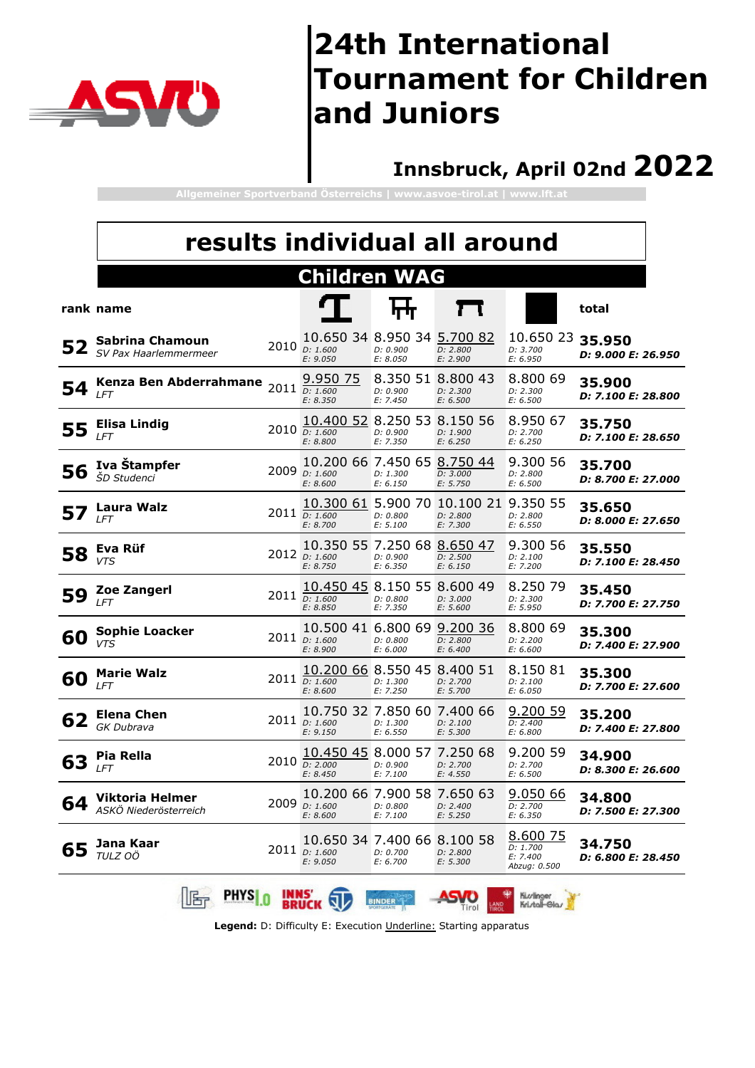# 24th International Tournament for Children and Juniors

**Innsbruck, April 02nd 2022**

Allgemeiner Sportverband Österreichs | www.asvoe-tirol.at | www.lft.at

## results individual all around

### Children WAG

| rank | name | | Vault | Uneven Bars | Beam | Floor | total |
|---|---|---|---|---|---|---|---|
| 52 | **Sabrina Chamoun** *SV Pax Haarlemmermeer* | 2010 | 10.650 34 D: 1.600 E: 9.050 | 8.950 34 D: 0.900 E: 8.050 | <u>5.700 82</u> D: 2.800 E: 2.900 | 10.650 23 D: 3.700 E: 6.950 | **35.950** D: 9.000 E: 26.950 |
| 54 | **Kenza Ben Abderrahmane** *LFT* | 2011 | <u>9.950 75</u> D: 1.600 E: 8.350 | 8.350 51 D: 0.900 E: 7.450 | 8.800 43 D: 2.300 E: 6.500 | 8.800 69 D: 2.300 E: 6.500 | **35.900** D: 7.100 E: 28.800 |
| 55 | **Elisa Lindig** *LFT* | 2010 | <u>10.400 52</u> D: 1.600 E: 8.800 | 8.250 53 D: 0.900 E: 7.350 | 8.150 56 D: 1.900 E: 6.250 | 8.950 67 D: 2.700 E: 6.250 | **35.750** D: 7.100 E: 28.650 |
| 56 | **Iva Štampfer** *ŠD Studenci* | 2009 | 10.200 66 D: 1.600 E: 8.600 | 7.450 65 D: 1.300 E: 6.150 | <u>8.750 44</u> D: 3.000 E: 5.750 | 9.300 56 D: 2.800 E: 6.500 | **35.700** D: 8.700 E: 27.000 |
| 57 | **Laura Walz** *LFT* | 2011 | <u>10.300 61</u> D: 1.600 E: 8.700 | 5.900 70 D: 0.800 E: 5.100 | 10.100 21 D: 2.800 E: 7.300 | 9.350 55 D: 2.800 E: 6.550 | **35.650** D: 8.000 E: 27.650 |
| 58 | **Eva Rüf** *VTS* | 2012 | 10.350 55 D: 1.600 E: 8.750 | 7.250 68 D: 0.900 E: 6.350 | <u>8.650 47</u> D: 2.500 E: 6.150 | 9.300 56 D: 2.100 E: 7.200 | **35.550** D: 7.100 E: 28.450 |
| 59 | **Zoe Zangerl** *LFT* | 2011 | <u>10.450 45</u> D: 1.600 E: 8.850 | 8.150 55 D: 0.800 E: 7.350 | 8.600 49 D: 3.000 E: 5.600 | 8.250 79 D: 2.300 E: 5.950 | **35.450** D: 7.700 E: 27.750 |
| 60 | **Sophie Loacker** *VTS* | 2011 | 10.500 41 D: 1.600 E: 8.900 | 6.800 69 D: 0.800 E: 6.000 | <u>9.200 36</u> D: 2.800 E: 6.400 | 8.800 69 D: 2.200 E: 6.600 | **35.300** D: 7.400 E: 27.900 |
| 60 | **Marie Walz** *LFT* | 2011 | <u>10.200 66</u> D: 1.600 E: 8.600 | 8.550 45 D: 1.300 E: 7.250 | 8.400 51 D: 2.700 E: 5.700 | 8.150 81 D: 2.100 E: 6.050 | **35.300** D: 7.700 E: 27.600 |
| 62 | **Elena Chen** *GK Dubrava* | 2011 | 10.750 32 D: 1.600 E: 9.150 | 7.850 60 D: 1.300 E: 6.550 | 7.400 66 D: 2.100 E: 5.300 | <u>9.200 59</u> D: 2.400 E: 6.800 | **35.200** D: 7.400 E: 27.800 |
| 63 | **Pia Rella** *LFT* | 2010 | <u>10.450 45</u> D: 2.000 E: 8.450 | 8.000 57 D: 0.900 E: 7.100 | 7.250 68 D: 2.700 E: 4.550 | 9.200 59 D: 2.700 E: 6.500 | **34.900** D: 8.300 E: 26.600 |
| 64 | **Viktoria Helmer** *ASKÖ Niederösterreich* | 2009 | 10.200 66 D: 1.600 E: 8.600 | 7.900 58 D: 0.800 E: 7.100 | 7.650 63 D: 2.400 E: 5.250 | <u>9.050 66</u> D: 2.700 E: 6.350 | **34.800** D: 7.500 E: 27.300 |
| 65 | **Jana Kaar** *TULZ OÖ* | 2011 | 10.650 34 D: 1.600 E: 9.050 | 7.400 66 D: 0.700 E: 6.700 | 8.100 58 D: 2.800 E: 5.300 | <u>8.600 75</u> D: 1.700 E: 7.400 Abzug: 0.500 | **34.750** D: 6.800 E: 28.450 |

**Legend:** D: Difficulty E: Execution <u>Underline:</u> Starting apparatus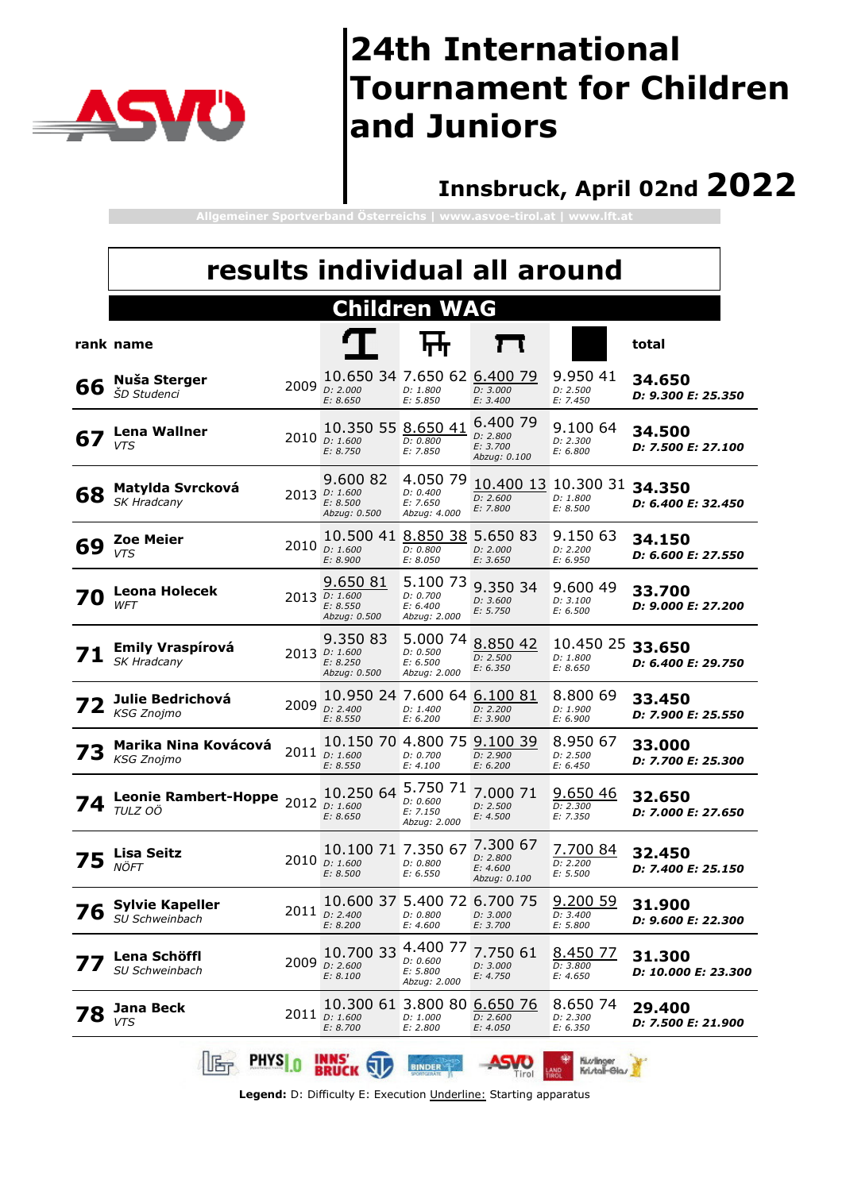# 24th International Tournament for Children and Juniors

## Innsbruck, April 02nd 2022

Allgemeiner Sportverband Österreichs | www.asvoe-tirol.at | www.lft.at

## results individual all around

### Children WAG

| rank | name | | Vault | Uneven Bars | Beam | Floor | total |
|---|---|---|---|---|---|---|---|
| 66 | **Nuša Sterger** *ŠD Studenci* | 2009 | 10.650 34 D: 2.000 E: 8.650 | 7.650 62 D: 1.800 E: 5.850 | 6.400 79 D: 3.000 E: 3.400 | 9.950 41 D: 2.500 E: 7.450 | **34.650** D: 9.300 E: 25.350 |
| 67 | **Lena Wallner** *VTS* | 2010 | 10.350 55 D: 1.600 E: 8.750 | 8.650 41 D: 0.800 E: 7.850 | 6.400 79 D: 2.800 E: 3.700 Abzug: 0.100 | 9.100 64 D: 2.300 E: 6.800 | **34.500** D: 7.500 E: 27.100 |
| 68 | **Matylda Svrcková** *SK Hradcany* | 2013 | 9.600 82 D: 1.600 E: 8.500 Abzug: 0.500 | 4.050 79 D: 0.400 E: 7.650 Abzug: 4.000 | 10.400 13 D: 2.600 E: 7.800 | 10.300 31 D: 1.800 E: 8.500 | **34.350** D: 6.400 E: 32.450 |
| 69 | **Zoe Meier** *VTS* | 2010 | 10.500 41 D: 1.600 E: 8.900 | 8.850 38 D: 0.800 E: 8.050 | 5.650 83 D: 2.000 E: 3.650 | 9.150 63 D: 2.200 E: 6.950 | **34.150** D: 6.600 E: 27.550 |
| 70 | **Leona Holecek** *WFT* | 2013 | 9.650 81 D: 1.600 E: 8.550 Abzug: 0.500 | 5.100 73 D: 0.700 E: 6.400 Abzug: 2.000 | 9.350 34 D: 3.600 E: 5.750 | 9.600 49 D: 3.100 E: 6.500 | **33.700** D: 9.000 E: 27.200 |
| 71 | **Emily Vraspírová** *SK Hradcany* | 2013 | 9.350 83 D: 1.600 E: 8.250 Abzug: 0.500 | 5.000 74 D: 0.500 E: 6.500 Abzug: 2.000 | 8.850 42 D: 2.500 E: 6.350 | 10.450 25 D: 1.800 E: 8.650 | **33.650** D: 6.400 E: 29.750 |
| 72 | **Julie Bedrichová** *KSG Znojmo* | 2009 | 10.950 24 D: 2.400 E: 8.550 | 7.600 64 D: 1.400 E: 6.200 | 6.100 81 D: 2.200 E: 3.900 | 8.800 69 D: 1.900 E: 6.900 | **33.450** D: 7.900 E: 25.550 |
| 73 | **Marika Nina Kovácová** *KSG Znojmo* | 2011 | 10.150 70 D: 1.600 E: 8.550 | 4.800 75 D: 0.700 E: 4.100 | 9.100 39 D: 2.900 E: 6.200 | 8.950 67 D: 2.500 E: 6.450 | **33.000** D: 7.700 E: 25.300 |
| 74 | **Leonie Rambert-Hoppe** *TULZ OÖ* | 2012 | 10.250 64 D: 1.600 E: 8.650 | 5.750 71 D: 0.600 E: 7.150 Abzug: 2.000 | 7.000 71 D: 2.500 E: 4.500 | 9.650 46 D: 2.300 E: 7.350 | **32.650** D: 7.000 E: 27.650 |
| 75 | **Lisa Seitz** *NÖFT* | 2010 | 10.100 71 D: 1.600 E: 8.500 | 7.350 67 D: 0.800 E: 6.550 | 7.300 67 D: 2.800 E: 4.600 Abzug: 0.100 | 7.700 84 D: 2.200 E: 5.500 | **32.450** D: 7.400 E: 25.150 |
| 76 | **Sylvie Kapeller** *SU Schweinbach* | 2011 | 10.600 37 D: 2.400 E: 8.200 | 5.400 72 D: 0.800 E: 4.600 | 6.700 75 D: 3.000 E: 3.700 | 9.200 59 D: 3.400 E: 5.800 | **31.900** D: 9.600 E: 22.300 |
| 77 | **Lena Schöffl** *SU Schweinbach* | 2009 | 10.700 33 D: 2.600 E: 8.100 | 4.400 77 D: 0.600 E: 5.800 Abzug: 2.000 | 7.750 61 D: 3.000 E: 4.750 | 8.450 77 D: 3.800 E: 4.650 | **31.300** D: 10.000 E: 23.300 |
| 78 | **Jana Beck** *VTS* | 2011 | 10.300 61 D: 1.600 E: 8.700 | 3.800 80 D: 1.000 E: 2.800 | 6.650 76 D: 2.600 E: 4.050 | 8.650 74 D: 2.300 E: 6.350 | **29.400** D: 7.500 E: 21.900 |

**Legend:** D: Difficulty E: Execution Underline: Starting apparatus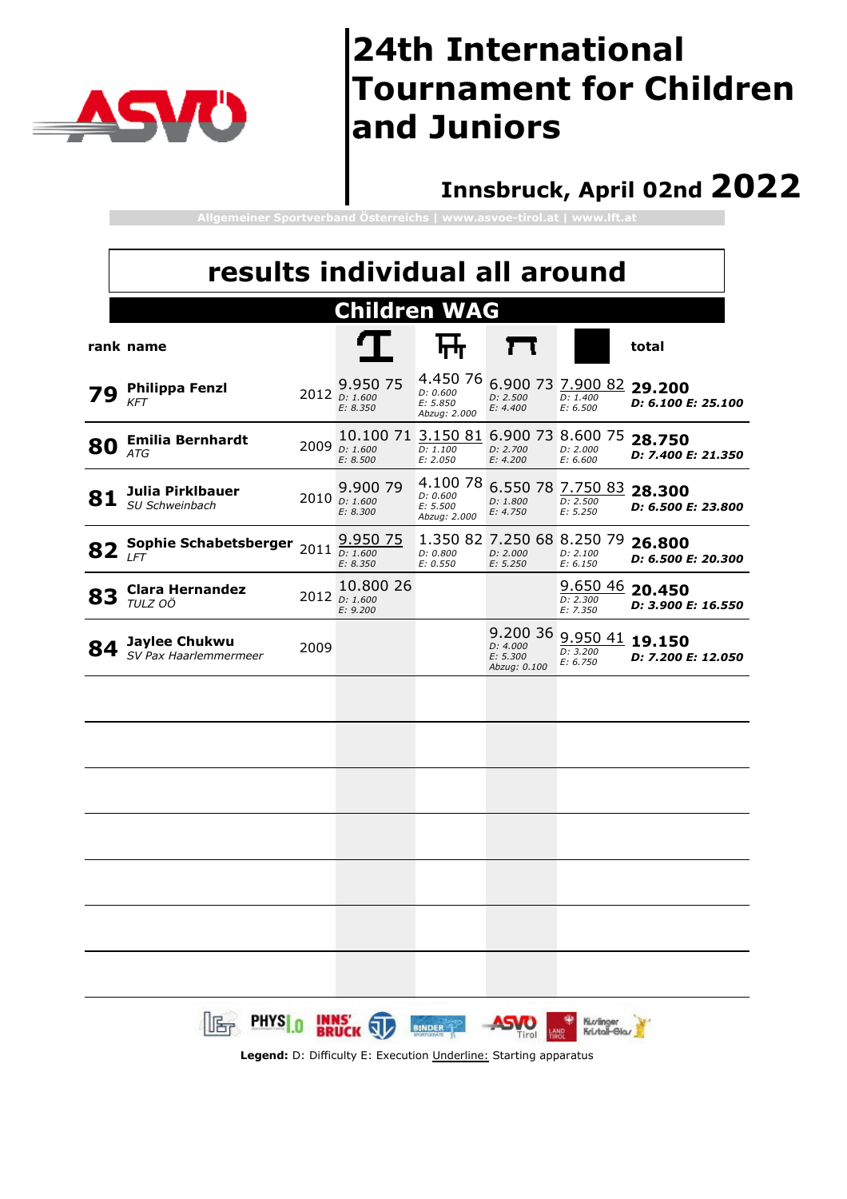# 24th International Tournament for Children and Juniors

## Innsbruck, April 02nd 2022

Allgemeiner Sportverband Österreichs | www.asvoe-tirol.at | www.lft.at

## results individual all around

### Children WAG

| rank | name | | Vault | Uneven Bars | Beam | Floor | total |
|---|---|---|---|---|---|---|---|
| 79 | **Philippa Fenzl** *KFT* | 2012 | 9.950 75 *D: 1.600 E: 8.350* | 4.450 76 *D: 0.600 E: 5.850 Abzug: 2.000* | 6.900 73 *D: 2.500 E: 4.400* | <u>7.900</u> 82 *D: 1.400 E: 6.500* | **29.200** ***D: 6.100 E: 25.100*** |
| 80 | **Emilia Bernhardt** *ATG* | 2009 | 10.100 71 *D: 1.600 E: 8.500* | <u>3.150</u> 81 *D: 1.100 E: 2.050* | 6.900 73 *D: 2.700 E: 4.200* | 8.600 75 *D: 2.000 E: 6.600* | **28.750** ***D: 7.400 E: 21.350*** |
| 81 | **Julia Pirklbauer** *SU Schweinbach* | 2010 | 9.900 79 *D: 1.600 E: 8.300* | 4.100 78 *D: 0.600 E: 5.500 Abzug: 2.000* | 6.550 78 *D: 1.800 E: 4.750* | <u>7.750</u> 83 *D: 2.500 E: 5.250* | **28.300** ***D: 6.500 E: 23.800*** |
| 82 | **Sophie Schabetsberger** *LFT* | 2011 | <u>9.950</u> 75 *D: 1.600 E: 8.350* | 1.350 82 *D: 0.800 E: 0.550* | 7.250 68 *D: 2.000 E: 5.250* | 8.250 79 *D: 2.100 E: 6.150* | **26.800** ***D: 6.500 E: 20.300*** |
| 83 | **Clara Hernandez** *TULZ OÖ* | 2012 | 10.800 26 *D: 1.600 E: 9.200* | | | <u>9.650</u> 46 *D: 2.300 E: 7.350* | **20.450** ***D: 3.900 E: 16.550*** |
| 84 | **Jaylee Chukwu** *SV Pax Haarlemmermeer* | 2009 | | | 9.200 36 *D: 4.000 E: 5.300 Abzug: 0.100* | <u>9.950</u> 41 *D: 3.200 E: 6.750* | **19.150** ***D: 7.200 E: 12.050*** |

**Legend:** D: Difficulty E: Execution <u>Underline:</u> Starting apparatus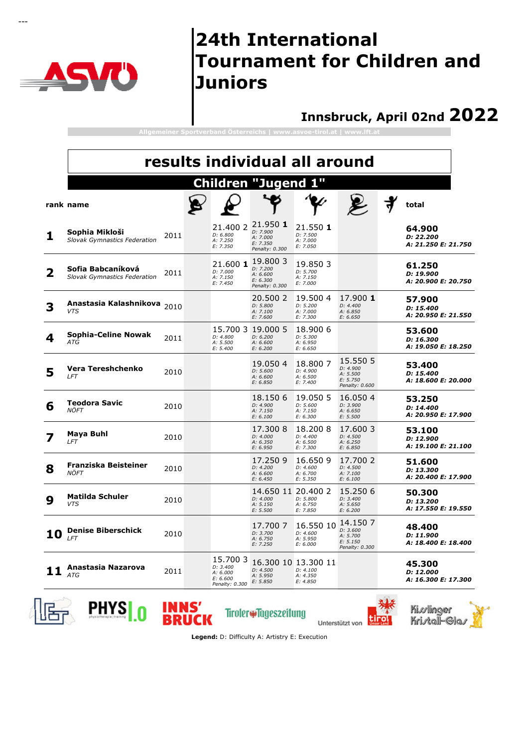# 24th International Tournament for Children and Juniors

## Innsbruck, April 02nd 2022

Allgemeiner Sportverband Österreichs | www.asvoe-tirol.at | www.lft.at

## results individual all around

### Children "Jugend 1"

| rank | name | | (rope) | (hoop) | (ball) | (clubs) | (ribbon) | (free) | total |
|---|---|---|---|---|---|---|---|---|---|
| 1 | **Sophia Mikloši** *Slovak Gymnastics Federation* | 2011 | | 21.400 2 *D: 6.800 A: 7.250 E: 7.350* | 21.950 **1** *D: 7.900 A: 7.000 E: 7.350 Penalty: 0.300* | 21.550 **1** *D: 7.500 A: 7.000 E: 7.050* | | | **64.900** ***D: 22.200 A: 21.250 E: 21.750*** |
| 2 | **Sofia Babcaníková** *Slovak Gymnastics Federation* | 2011 | | 21.600 **1** *D: 7.000 A: 7.150 E: 7.450* | 19.800 3 *D: 7.200 A: 6.600 E: 6.300 Penalty: 0.300* | 19.850 3 *D: 5.700 A: 7.150 E: 7.000* | | | **61.250** ***D: 19.900 A: 20.900 E: 20.750*** |
| 3 | **Anastasia Kalashnikova** *VTS* | 2010 | | | 20.500 2 *D: 5.800 A: 7.100 E: 7.600* | 19.500 4 *D: 5.200 A: 7.000 E: 7.300* | 17.900 **1** *D: 4.400 A: 6.850 E: 6.650* | | **57.900** ***D: 15.400 A: 20.950 E: 21.550*** |
| 4 | **Sophia-Celine Nowak** *ATG* | 2011 | | 15.700 3 *D: 4.800 A: 5.500 E: 5.400* | 19.000 5 *D: 6.200 A: 6.600 E: 6.200* | 18.900 6 *D: 5.300 A: 6.950 E: 6.650* | | | **53.600** ***D: 16.300 A: 19.050 E: 18.250*** |
| 5 | **Vera Tereshchenko** *LFT* | 2010 | | | 19.050 4 *D: 5.600 A: 6.600 E: 6.850* | 18.800 7 *D: 4.900 A: 6.500 E: 7.400* | 15.550 5 *D: 4.900 A: 5.500 E: 5.750 Penalty: 0.600* | | **53.400** ***D: 15.400 A: 18.600 E: 20.000*** |
| 6 | **Teodora Savic** *NÖFT* | 2010 | | | 18.150 6 *D: 4.900 A: 7.150 E: 6.100* | 19.050 5 *D: 5.600 A: 7.150 E: 6.300* | 16.050 4 *D: 3.900 A: 6.650 E: 5.500* | | **53.250** ***D: 14.400 A: 20.950 E: 17.900*** |
| 7 | **Maya Buhl** *LFT* | 2010 | | | 17.300 8 *D: 4.000 A: 6.350 E: 6.950* | 18.200 8 *D: 4.400 A: 6.500 E: 7.300* | 17.600 3 *D: 4.500 A: 6.250 E: 6.850* | | **53.100** ***D: 12.900 A: 19.100 E: 21.100*** |
| 8 | **Franziska Beisteiner** *NÖFT* | 2010 | | | 17.250 9 *D: 4.200 A: 6.600 E: 6.450* | 16.650 9 *D: 4.600 A: 6.700 E: 5.350* | 17.700 2 *D: 4.500 A: 7.100 E: 6.100* | | **51.600** ***D: 13.300 A: 20.400 E: 17.900*** |
| 9 | **Matilda Schuler** *VTS* | 2010 | | | 14.650 11 *D: 4.000 A: 5.150 E: 5.500* | 20.400 2 *D: 5.800 A: 6.750 E: 7.850* | 15.250 6 *D: 3.400 A: 5.650 E: 6.200* | | **50.300** ***D: 13.200 A: 17.550 E: 19.550*** |
| 10 | **Denise Biberschick** *LFT* | 2010 | | | 17.700 7 *D: 3.700 A: 6.750 E: 7.250* | 16.550 10 *D: 4.600 A: 5.950 E: 6.000* | 14.150 7 *D: 3.600 A: 5.700 E: 5.150 Penalty: 0.300* | | **48.400** ***D: 11.900 A: 18.400 E: 18.400*** |
| 11 | **Anastasia Nazarova** *ATG* | 2011 | | 15.700 3 *D: 3.400 A: 6.000 E: 6.600 Penalty: 0.300* | 16.300 10 *D: 4.500 A: 5.950 E: 5.850* | 13.300 11 *D: 4.100 A: 4.350 E: 4.850* | | | **45.300** ***D: 12.000 A: 16.300 E: 17.300*** |

Unterstützt von

**Legend:** D: Difficulty A: Artistry E: Execution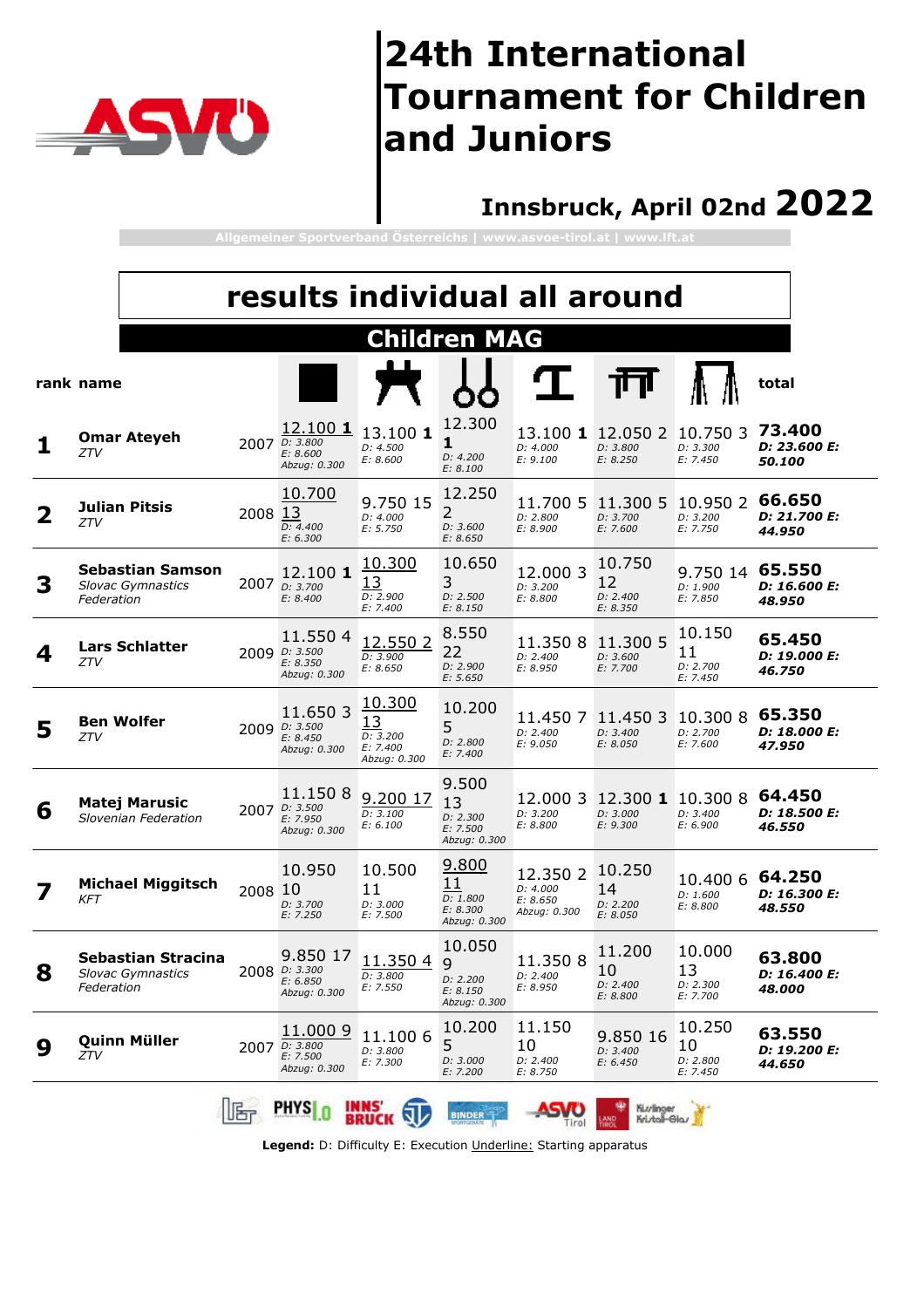# 24th International Tournament for Children and Juniors

## Innsbruck, April 02nd 2022

Allgemeiner Sportverband Österreichs | www.asvoe-tirol.at | www.lft.at

## results individual all around

### Children MAG

| rank | name | | Floor | Pommel horse | Rings | Vault | Parallel bars | High bar | total |
|---|---|---|---|---|---|---|---|---|---|
| 1 | **Omar Ateyeh** *ZTV* | 2007 | <u>12.100</u> **1** D: 3.800 E: 8.600 Abzug: 0.300 | 13.100 **1** D: 4.500 E: 8.600 | 12.300 **1** D: 4.200 E: 8.100 | 13.100 **1** D: 4.000 E: 9.100 | 12.050 2 D: 3.800 E: 8.250 | 10.750 3 D: 3.300 E: 7.450 | **73.400** D: 23.600 E: 50.100 |
| 2 | **Julian Pitsis** *ZTV* | 2008 | <u>10.700</u> <u>13</u> D: 4.400 E: 6.300 | 9.750 15 D: 4.000 E: 5.750 | 12.250 2 D: 3.600 E: 8.650 | 11.700 5 D: 2.800 E: 8.900 | 11.300 5 D: 3.700 E: 7.600 | 10.950 2 D: 3.200 E: 7.750 | **66.650** D: 21.700 E: 44.950 |
| 3 | **Sebastian Samson** *Slovac Gymnastics Federation* | 2007 | 12.100 **1** D: 3.700 E: 8.400 | <u>10.300</u> <u>13</u> D: 2.900 E: 7.400 | 10.650 3 D: 2.500 E: 8.150 | 12.000 3 D: 3.200 E: 8.800 | 10.750 12 D: 2.400 E: 8.350 | 9.750 14 D: 1.900 E: 7.850 | **65.550** D: 16.600 E: 48.950 |
| 4 | **Lars Schlatter** *ZTV* | 2009 | 11.550 4 D: 3.500 E: 8.350 Abzug: 0.300 | <u>12.550</u> <u>2</u> D: 3.900 E: 8.650 | 8.550 22 D: 2.900 E: 5.650 | 11.350 8 D: 2.400 E: 8.950 | 11.300 5 D: 3.600 E: 7.700 | 10.150 11 D: 2.700 E: 7.450 | **65.450** D: 19.000 E: 46.750 |
| 5 | **Ben Wolfer** *ZTV* | 2009 | 11.650 3 D: 3.500 E: 8.450 Abzug: 0.300 | <u>10.300</u> <u>13</u> D: 3.200 E: 7.400 Abzug: 0.300 | 10.200 5 D: 2.800 E: 7.400 | 11.450 7 D: 2.400 E: 9.050 | 11.450 3 D: 3.400 E: 8.050 | 10.300 8 D: 2.700 E: 7.600 | **65.350** D: 18.000 E: 47.950 |
| 6 | **Matej Marusic** *Slovenian Federation* | 2007 | 11.150 8 D: 3.500 E: 7.950 Abzug: 0.300 | <u>9.200</u> <u>17</u> D: 3.100 E: 6.100 | 9.500 13 D: 2.300 E: 7.500 Abzug: 0.300 | 12.000 3 D: 3.200 E: 8.800 | 12.300 **1** D: 3.000 E: 9.300 | 10.300 8 D: 3.400 E: 6.900 | **64.450** D: 18.500 E: 46.550 |
| 7 | **Michael Miggitsch** *KFT* | 2008 | 10.950 10 D: 3.700 E: 7.250 | 10.500 11 D: 3.000 E: 7.500 | <u>9.800</u> <u>11</u> D: 1.800 E: 8.300 Abzug: 0.300 | 12.350 2 D: 4.000 E: 8.650 Abzug: 0.300 | 10.250 14 D: 2.200 E: 8.050 | 10.400 6 D: 1.600 E: 8.800 | **64.250** D: 16.300 E: 48.550 |
| 8 | **Sebastian Stracina** *Slovac Gymnastics Federation* | 2008 | 9.850 17 D: 3.300 E: 6.850 Abzug: 0.300 | <u>11.350</u> <u>4</u> D: 3.800 E: 7.550 | 10.050 9 D: 2.200 E: 8.150 Abzug: 0.300 | 11.350 8 D: 2.400 E: 8.950 | 11.200 10 D: 2.400 E: 8.800 | 10.000 13 D: 2.300 E: 7.700 | **63.800** D: 16.400 E: 48.000 |
| 9 | **Quinn Müller** *ZTV* | 2007 | <u>11.000</u> <u>9</u> D: 3.800 E: 7.500 Abzug: 0.300 | 11.100 6 D: 3.800 E: 7.300 | 10.200 5 D: 3.000 E: 7.200 | 11.150 10 D: 2.400 E: 8.750 | 9.850 16 D: 3.400 E: 6.450 | 10.250 10 D: 2.800 E: 7.450 | **63.550** D: 19.200 E: 44.650 |

**Legend:** D: Difficulty E: Execution <u>Underline:</u> Starting apparatus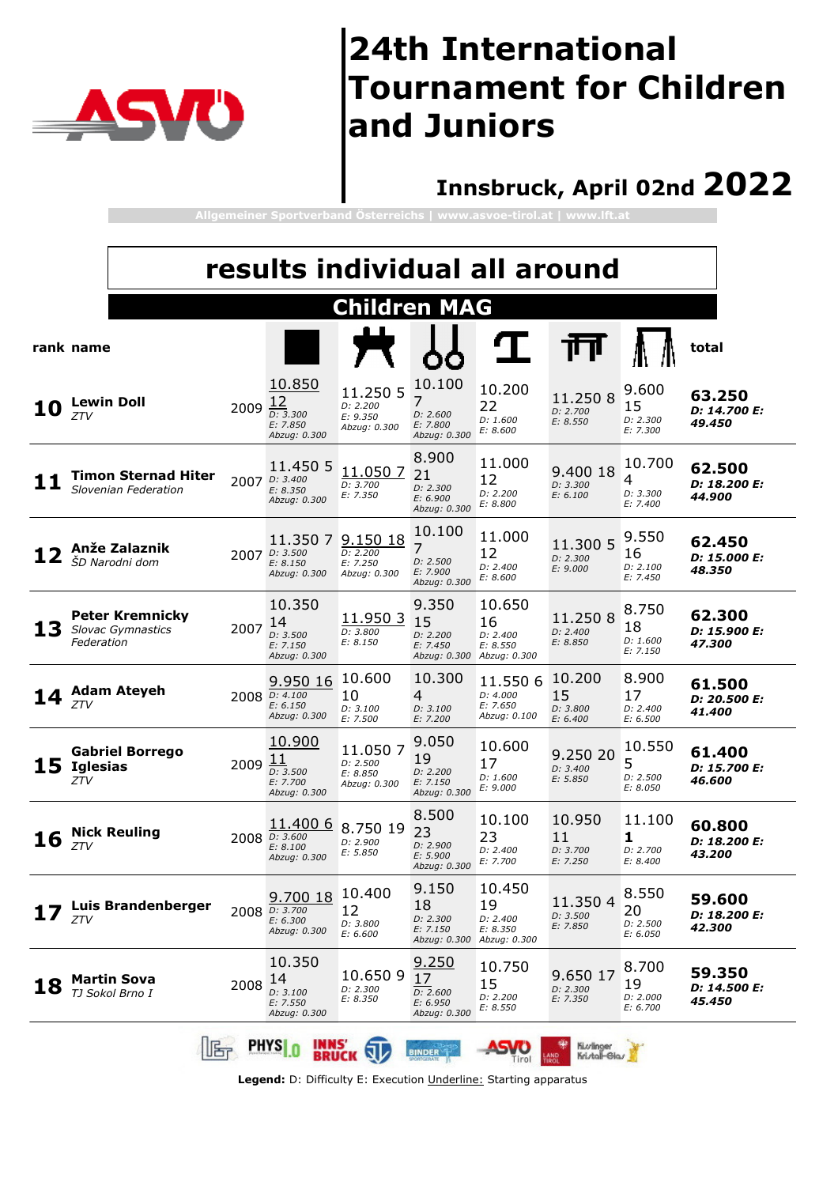# 24th International Tournament for Children and Juniors

**Innsbruck, April 02nd 2022**

Allgemeiner Sportverband Österreichs | www.asvoe-tirol.at | www.ift.at

## results individual all around

### Children MAG

| rank | name | | Floor | Pommel horse | Rings | Vault | Parallel bars | High bar | total |
|---|---|---|---|---|---|---|---|---|---|
| 10 | **Lewin Doll** *ZTV* | 2009 | <u>10.850</u> <u>12</u> *D: 3.300 E: 7.850 Abzug: 0.300* | 11.250 5 *D: 2.200 E: 9.350 Abzug: 0.300* | 10.100 7 *D: 2.600 E: 7.800 Abzug: 0.300* | 10.200 22 *D: 1.600 E: 8.600* | 11.250 8 *D: 2.700 E: 8.550* | 9.600 15 *D: 2.300 E: 7.300* | **63.250** ***D: 14.700 E: 49.450*** |
| 11 | **Timon Sternad Hiter** *Slovenian Federation* | 2007 | 11.450 5 *D: 3.400 E: 8.350 Abzug: 0.300* | <u>11.050 7</u> *D: 3.700 E: 7.350* | 8.900 21 *D: 2.300 E: 6.900 Abzug: 0.300* | 11.000 12 *D: 2.200 E: 8.800* | 9.400 18 *D: 3.300 E: 6.100* | 10.700 4 *D: 3.300 E: 7.400* | **62.500** ***D: 18.200 E: 44.900*** |
| 12 | **Anže Zalaznik** *ŠD Narodni dom* | 2007 | 11.350 7 *D: 3.500 E: 8.150 Abzug: 0.300* | <u>9.150 18</u> *D: 2.200 E: 7.250 Abzug: 0.300* | 10.100 7 *D: 2.500 E: 7.900 Abzug: 0.300* | 11.000 12 *D: 2.400 E: 8.600* | 11.300 5 *D: 2.300 E: 9.000* | 9.550 16 *D: 2.100 E: 7.450* | **62.450** ***D: 15.000 E: 48.350*** |
| 13 | **Peter Kremnicky** *Slovac Gymnastics Federation* | 2007 | 10.350 14 *D: 3.500 E: 7.150 Abzug: 0.300* | <u>11.950 3</u> *D: 3.800 E: 8.150* | 9.350 15 *D: 2.200 E: 7.450 Abzug: 0.300* | 10.650 16 *D: 2.400 E: 8.550 Abzug: 0.300* | 11.250 8 *D: 2.400 E: 8.850* | 8.750 18 *D: 1.600 E: 7.150* | **62.300** ***D: 15.900 E: 47.300*** |
| 14 | **Adam Ateyeh** *ZTV* | 2008 | <u>9.950 16</u> *D: 4.100 E: 6.150 Abzug: 0.300* | 10.600 10 *D: 3.100 E: 7.500* | 10.300 4 *D: 3.100 E: 7.200* | 11.550 6 *D: 4.000 E: 7.650 Abzug: 0.100* | 10.200 15 *D: 3.800 E: 6.400* | 8.900 17 *D: 2.400 E: 6.500* | **61.500** ***D: 20.500 E: 41.400*** |
| 15 | **Gabriel Borrego Iglesias** *ZTV* | 2009 | <u>10.900</u> <u>11</u> *D: 3.500 E: 7.700 Abzug: 0.300* | 11.050 7 *D: 2.500 E: 8.850 Abzug: 0.300* | 9.050 19 *D: 2.200 E: 7.150 Abzug: 0.300* | 10.600 17 *D: 1.600 E: 9.000* | 9.250 20 *D: 3.400 E: 5.850* | 10.550 5 *D: 2.500 E: 8.050* | **61.400** ***D: 15.700 E: 46.600*** |
| 16 | **Nick Reuling** *ZTV* | 2008 | <u>11.400 6</u> *D: 3.600 E: 8.100 Abzug: 0.300* | 8.750 19 *D: 2.900 E: 5.850* | 8.500 23 *D: 2.900 E: 5.900 Abzug: 0.300* | 10.100 23 *D: 2.400 E: 7.700* | 10.950 11 *D: 3.700 E: 7.250* | 11.100 **1** *D: 2.700 E: 8.400* | **60.800** ***D: 18.200 E: 43.200*** |
| 17 | **Luis Brandenberger** *ZTV* | 2008 | <u>9.700 18</u> *D: 3.700 E: 6.300 Abzug: 0.300* | 10.400 12 *D: 3.800 E: 6.600* | 9.150 18 *D: 2.300 E: 7.150 Abzug: 0.300* | 10.450 19 *D: 2.400 E: 8.350 Abzug: 0.300* | 11.350 4 *D: 3.500 E: 7.850* | 8.550 20 *D: 2.500 E: 6.050* | **59.600** ***D: 18.200 E: 42.300*** |
| 18 | **Martin Sova** *TJ Sokol Brno I* | 2008 | 10.350 14 *D: 3.100 E: 7.550 Abzug: 0.300* | 10.650 9 *D: 2.300 E: 8.350* | <u>9.250</u> <u>17</u> *D: 2.600 E: 6.950 Abzug: 0.300* | 10.750 15 *D: 2.200 E: 8.550* | 9.650 17 *D: 2.300 E: 7.350* | 8.700 19 *D: 2.000 E: 6.700* | **59.350** ***D: 14.500 E: 45.450*** |

**Legend:** D: Difficulty E: Execution <u>Underline:</u> Starting apparatus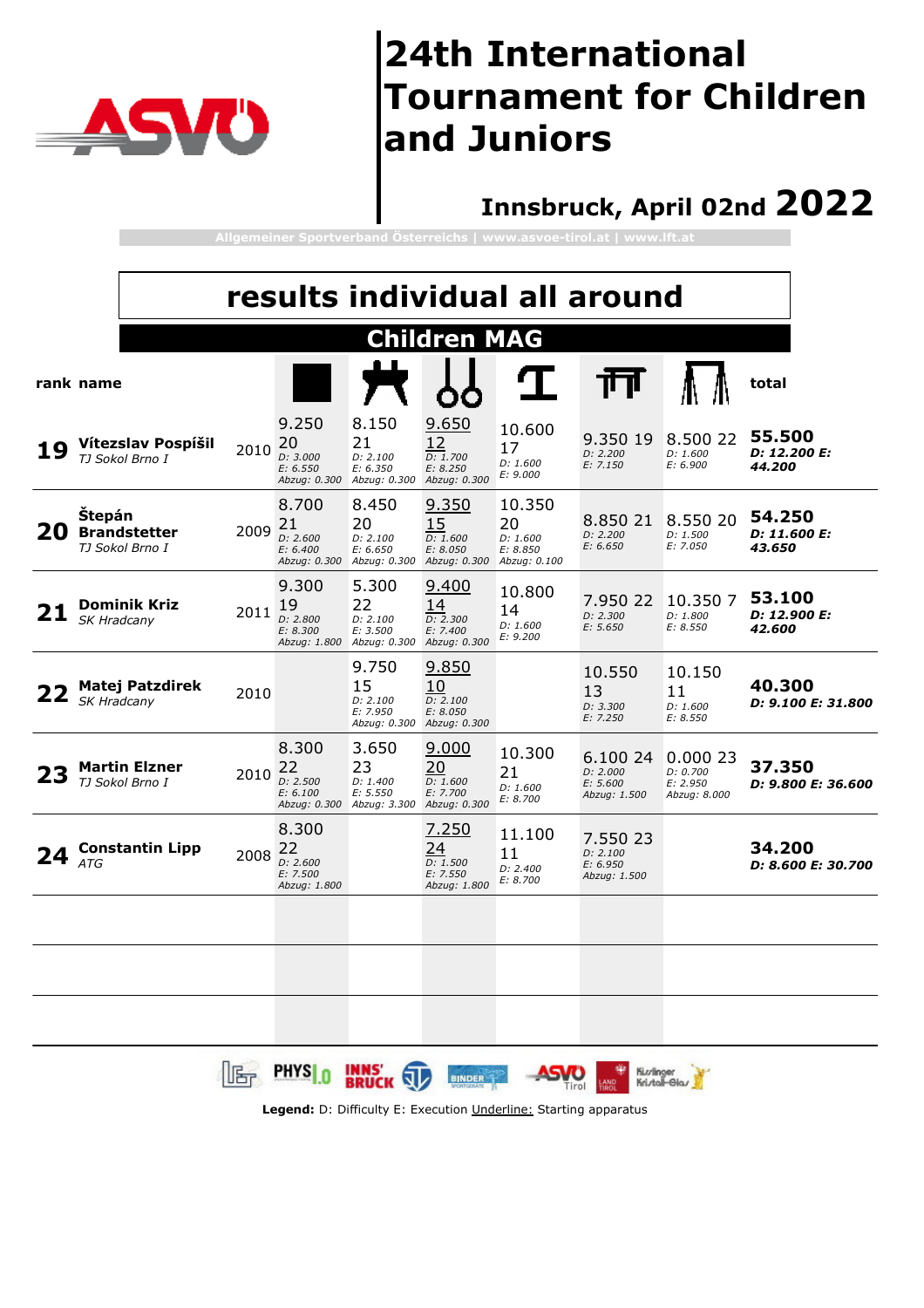# 24th International Tournament for Children and Juniors

## Innsbruck, April 02nd 2022

Allgemeiner Sportverband Österreichs | www.asvoe-tirol.at | www.lft.at

## results individual all around

### Children MAG

| rank | name | | Floor | Pommel horse | Rings | Vault | Parallel bars | Horizontal bar | total |
|---|---|---|---|---|---|---|---|---|---|
| 19 | **Vítezslav Pospíšil** *TJ Sokol Brno I* | 2010 | 9.250 20 *D: 3.000 E: 6.550 Abzug: 0.300* | 8.150 21 *D: 2.100 E: 6.350 Abzug: 0.300* | 9.650 12 *D: 1.700 E: 8.250 Abzug: 0.300* | 10.600 17 *D: 1.600 E: 9.000* | 9.350 19 *D: 2.200 E: 7.150* | 8.500 22 *D: 1.600 E: 6.900* | **55.500** ***D: 12.200 E: 44.200*** |
| 20 | **Štepán Brandstetter** *TJ Sokol Brno I* | 2009 | 8.700 21 *D: 2.600 E: 6.400 Abzug: 0.300* | 8.450 20 *D: 2.100 E: 6.650 Abzug: 0.300* | 9.350 15 *D: 1.600 E: 8.050 Abzug: 0.300* | 10.350 20 *D: 1.600 E: 8.850 Abzug: 0.100* | 8.850 21 *D: 2.200 E: 6.650* | 8.550 20 *D: 1.500 E: 7.050* | **54.250** ***D: 11.600 E: 43.650*** |
| 21 | **Dominik Kriz** *SK Hradcany* | 2011 | 9.300 19 *D: 2.800 E: 8.300 Abzug: 1.800* | 5.300 22 *D: 2.100 E: 3.500 Abzug: 0.300* | 9.400 14 *D: 2.300 E: 7.400 Abzug: 0.300* | 10.800 14 *D: 1.600 E: 9.200* | 7.950 22 *D: 2.300 E: 5.650* | 10.350 7 *D: 1.800 E: 8.550* | **53.100** ***D: 12.900 E: 42.600*** |
| 22 | **Matej Patzdirek** *SK Hradcany* | 2010 | | 9.750 15 *D: 2.100 E: 7.950 Abzug: 0.300* | 9.850 10 *D: 2.100 E: 8.050 Abzug: 0.300* | | 10.550 13 *D: 3.300 E: 7.250* | 10.150 11 *D: 1.600 E: 8.550* | **40.300** ***D: 9.100 E: 31.800*** |
| 23 | **Martin Elzner** *TJ Sokol Brno I* | 2010 | 8.300 22 *D: 2.500 E: 6.100 Abzug: 0.300* | 3.650 23 *D: 1.400 E: 5.550 Abzug: 3.300* | 9.000 20 *D: 1.600 E: 7.700 Abzug: 0.300* | 10.300 21 *D: 1.600 E: 8.700* | 6.100 24 *D: 2.000 E: 5.600 Abzug: 1.500* | 0.000 23 *D: 0.700 E: 2.950 Abzug: 8.000* | **37.350** ***D: 9.800 E: 36.600*** |
| 24 | **Constantin Lipp** *ATG* | 2008 | 8.300 22 *D: 2.600 E: 7.500 Abzug: 1.800* | | 7.250 24 *D: 1.500 E: 7.550 Abzug: 1.800* | 11.100 11 *D: 2.400 E: 8.700* | 7.550 23 *D: 2.100 E: 6.950 Abzug: 1.500* | | **34.200** ***D: 8.600 E: 30.700*** |

**Legend:** D: Difficulty E: Execution Underline: Starting apparatus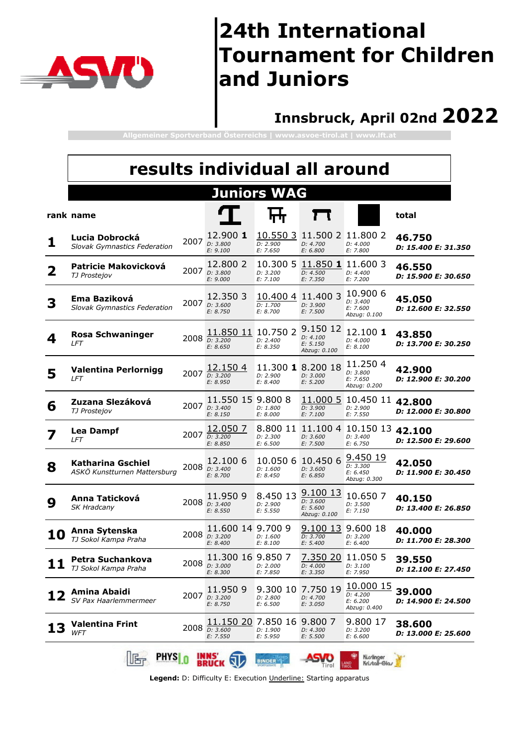# 24th International Tournament for Children and Juniors

**Innsbruck, April 02nd 2022**

Allgemeiner Sportverband Österreichs | www.asvoe-tirol.at | www.lft.at

## results individual all around

### Juniors WAG

| rank | name | | Vault | Uneven Bars | Beam | Floor | total |
|---|---|---|---|---|---|---|---|
| 1 | **Lucia Dobrocká** *Slovak Gymnastics Federation* | 2007 | 12.900 **1** D: 3.800 E: 9.100 | <u>10.550 3</u> D: 2.900 E: 7.650 | 11.500 2 D: 4.700 E: 6.800 | 11.800 2 D: 4.000 E: 7.800 | **46.750** **D: 15.400 E: 31.350** |
| 2 | **Patricie Makovicková** *TJ Prostejov* | 2007 | 12.800 2 D: 3.800 E: 9.000 | 10.300 5 D: 3.200 E: 7.100 | <u>11.850 **1**</u> D: 4.500 E: 7.350 | 11.600 3 D: 4.400 E: 7.200 | **46.550** **D: 15.900 E: 30.650** |
| 3 | **Ema Baziková** *Slovak Gymnastics Federation* | 2007 | 12.350 3 D: 3.600 E: 8.750 | <u>10.400 4</u> D: 1.700 E: 8.700 | 11.400 3 D: 3.900 E: 7.500 | 10.900 6 D: 3.400 E: 7.600 Abzug: 0.100 | **45.050** **D: 12.600 E: 32.550** |
| 4 | **Rosa Schwaninger** *LFT* | 2008 | <u>11.850 11</u> D: 3.200 E: 8.650 | 10.750 2 D: 2.400 E: 8.350 | 9.150 12 D: 4.100 E: 5.150 Abzug: 0.100 | 12.100 **1** D: 4.000 E: 8.100 | **43.850** **D: 13.700 E: 30.250** |
| 5 | **Valentina Perlornigg** *LFT* | 2007 | <u>12.150 4</u> D: 3.200 E: 8.950 | 11.300 **1** D: 2.900 E: 8.400 | 8.200 18 D: 3.000 E: 5.200 | 11.250 4 D: 3.800 E: 7.650 Abzug: 0.200 | **42.900** **D: 12.900 E: 30.200** |
| 6 | **Zuzana Slezáková** *TJ Prostejov* | 2007 | 11.550 15 D: 3.400 E: 8.150 | 9.800 8 D: 1.800 E: 8.000 | <u>11.000 5</u> D: 3.900 E: 7.100 | 10.450 11 D: 2.900 E: 7.550 | **42.800** **D: 12.000 E: 30.800** |
| 7 | **Lea Dampf** *LFT* | 2007 | <u>12.050 7</u> D: 3.200 E: 8.850 | 8.800 11 D: 2.300 E: 6.500 | 11.100 4 D: 3.600 E: 7.500 | 10.150 13 D: 3.400 E: 6.750 | **42.100** **D: 12.500 E: 29.600** |
| 8 | **Katharina Gschiel** *ASKÖ Kunstturnen Mattersburg* | 2008 | 12.100 6 D: 3.400 E: 8.700 | 10.050 6 D: 1.600 E: 8.450 | 10.450 6 D: 3.600 E: 6.850 | <u>9.450 19</u> D: 3.300 E: 6.450 Abzug: 0.300 | **42.050** **D: 11.900 E: 30.450** |
| 9 | **Anna Taticková** *SK Hradcany* | 2008 | 11.950 9 D: 3.400 E: 8.550 | 8.450 13 D: 2.900 E: 5.550 | <u>9.100 13</u> D: 3.600 E: 5.600 Abzug: 0.100 | 10.650 7 D: 3.500 E: 7.150 | **40.150** **D: 13.400 E: 26.850** |
| 10 | **Anna Sytenska** *TJ Sokol Kampa Praha* | 2008 | 11.600 14 D: 3.200 E: 8.400 | 9.700 9 D: 1.600 E: 8.100 | <u>9.100 13</u> D: 3.700 E: 5.400 | 9.600 18 D: 3.200 E: 6.400 | **40.000** **D: 11.700 E: 28.300** |
| 11 | **Petra Suchankova** *TJ Sokol Kampa Praha* | 2008 | 11.300 16 D: 3.000 E: 8.300 | 9.850 7 D: 2.000 E: 7.850 | <u>7.350 20</u> D: 4.000 E: 3.350 | 11.050 5 D: 3.100 E: 7.950 | **39.550** **D: 12.100 E: 27.450** |
| 12 | **Amina Abaidi** *SV Pax Haarlemmermeer* | 2007 | 11.950 9 D: 3.200 E: 8.750 | 9.300 10 D: 2.800 E: 6.500 | 7.750 19 D: 4.700 E: 3.050 | <u>10.000 15</u> D: 4.200 E: 6.200 Abzug: 0.400 | **39.000** **D: 14.900 E: 24.500** |
| 13 | **Valentina Frint** *WFT* | 2008 | <u>11.150 20</u> D: 3.600 E: 7.550 | 7.850 16 D: 1.900 E: 5.950 | 9.800 7 D: 4.300 E: 5.500 | 9.800 17 D: 3.200 E: 6.600 | **38.600** **D: 13.000 E: 25.600** |

**Legend:** D: Difficulty E: Execution <u>Underline:</u> Starting apparatus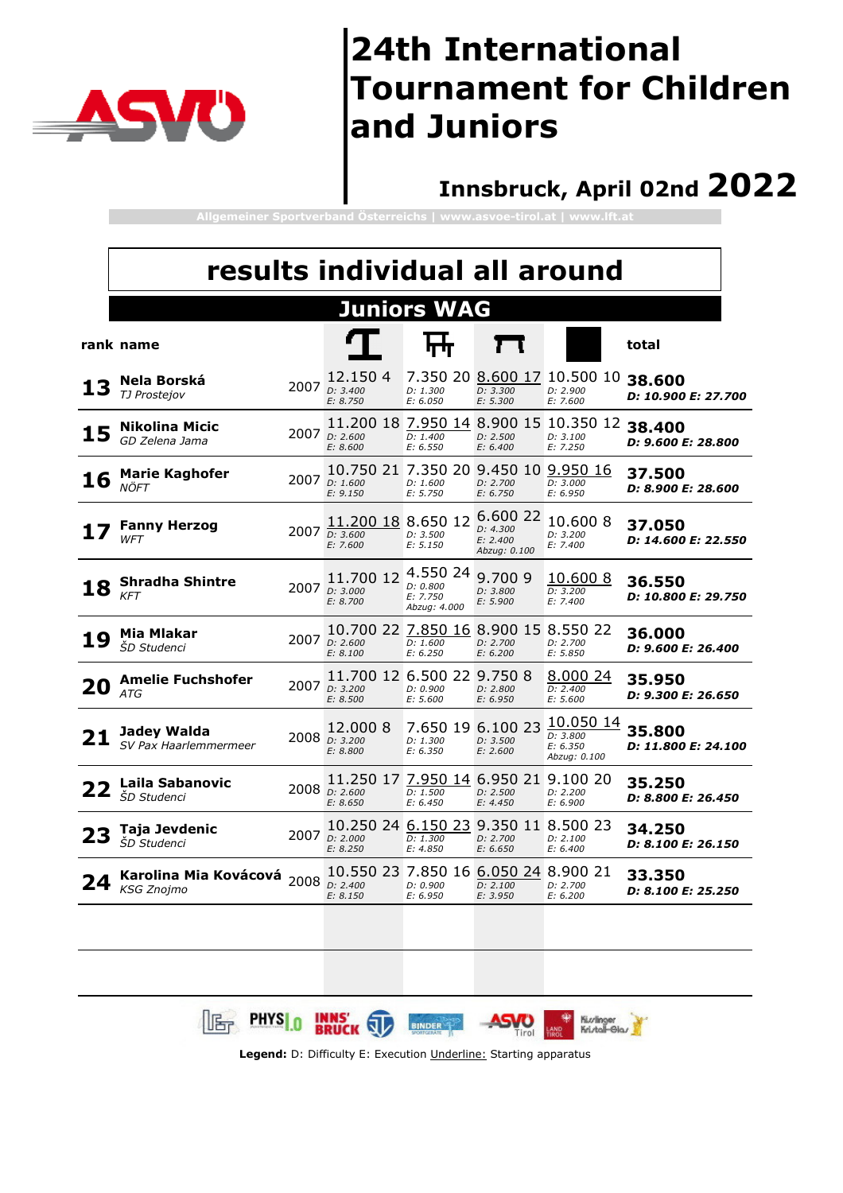# 24th International Tournament for Children and Juniors

## Innsbruck, April 02nd 2022

Allgemeiner Sportverband Österreichs | www.asvoe-tirol.at | www.lft.at

## results individual all around

### Juniors WAG

| rank | name | | Vault | Uneven Bars | Beam | Floor | total |
|---|---|---|---|---|---|---|---|
| 13 | **Nela Borská** *TJ Prostejov* | 2007 | 12.150 4 D: 3.400 E: 8.750 | 7.350 20 D: 1.300 E: 6.050 | <u>8.600 17</u> D: 3.300 E: 5.300 | 10.500 10 D: 2.900 E: 7.600 | **38.600** **D: 10.900 E: 27.700** |
| 15 | **Nikolina Micic** *GD Zelena Jama* | 2007 | 11.200 18 D: 2.600 E: 8.600 | <u>7.950 14</u> D: 1.400 E: 6.550 | 8.900 15 D: 2.500 E: 6.400 | 10.350 12 D: 3.100 E: 7.250 | **38.400** **D: 9.600 E: 28.800** |
| 16 | **Marie Kaghofer** *NÖFT* | 2007 | 10.750 21 D: 1.600 E: 9.150 | 7.350 20 D: 1.600 E: 5.750 | 9.450 10 D: 2.700 E: 6.750 | <u>9.950 16</u> D: 3.000 E: 6.950 | **37.500** **D: 8.900 E: 28.600** |
| 17 | **Fanny Herzog** *WFT* | 2007 | <u>11.200 18</u> D: 3.600 E: 7.600 | 8.650 12 D: 3.500 E: 5.150 | 6.600 22 D: 4.300 E: 2.400 Abzug: 0.100 | 10.600 8 D: 3.200 E: 7.400 | **37.050** **D: 14.600 E: 22.550** |
| 18 | **Shradha Shintre** *KFT* | 2007 | 11.700 12 D: 3.000 E: 8.700 | 4.550 24 D: 0.800 E: 7.750 Abzug: 4.000 | 9.700 9 D: 3.800 E: 5.900 | <u>10.600 8</u> D: 3.200 E: 7.400 | **36.550** **D: 10.800 E: 29.750** |
| 19 | **Mia Mlakar** *ŠD Studenci* | 2007 | 10.700 22 D: 2.600 E: 8.100 | <u>7.850 16</u> D: 1.600 E: 6.250 | 8.900 15 D: 2.700 E: 6.200 | 8.550 22 D: 2.700 E: 5.850 | **36.000** **D: 9.600 E: 26.400** |
| 20 | **Amelie Fuchshofer** *ATG* | 2007 | 11.700 12 D: 3.200 E: 8.500 | 6.500 22 D: 0.900 E: 5.600 | 9.750 8 D: 2.800 E: 6.950 | <u>8.000 24</u> D: 2.400 E: 5.600 | **35.950** **D: 9.300 E: 26.650** |
| 21 | **Jadey Walda** *SV Pax Haarlemmermeer* | 2008 | 12.000 8 D: 3.200 E: 8.800 | 7.650 19 D: 1.300 E: 6.350 | 6.100 23 D: 3.500 E: 2.600 | <u>10.050 14</u> D: 3.800 E: 6.350 Abzug: 0.100 | **35.800** **D: 11.800 E: 24.100** |
| 22 | **Laila Sabanovic** *ŠD Studenci* | 2008 | 11.250 17 D: 2.600 E: 8.650 | <u>7.950 14</u> D: 1.500 E: 6.450 | 6.950 21 D: 2.500 E: 4.450 | 9.100 20 D: 2.200 E: 6.900 | **35.250** **D: 8.800 E: 26.450** |
| 23 | **Taja Jevdenic** *ŠD Studenci* | 2007 | 10.250 24 D: 2.000 E: 8.250 | <u>6.150 23</u> D: 1.300 E: 4.850 | 9.350 11 D: 2.700 E: 6.650 | 8.500 23 D: 2.100 E: 6.400 | **34.250** **D: 8.100 E: 26.150** |
| 24 | **Karolina Mia Kovácová** *KSG Znojmo* | 2008 | 10.550 23 D: 2.400 E: 8.150 | 7.850 16 D: 0.900 E: 6.950 | <u>6.050 24</u> D: 2.100 E: 3.950 | 8.900 21 D: 2.700 E: 6.200 | **33.350** **D: 8.100 E: 25.250** |

**Legend:** D: Difficulty E: Execution <u>Underline:</u> Starting apparatus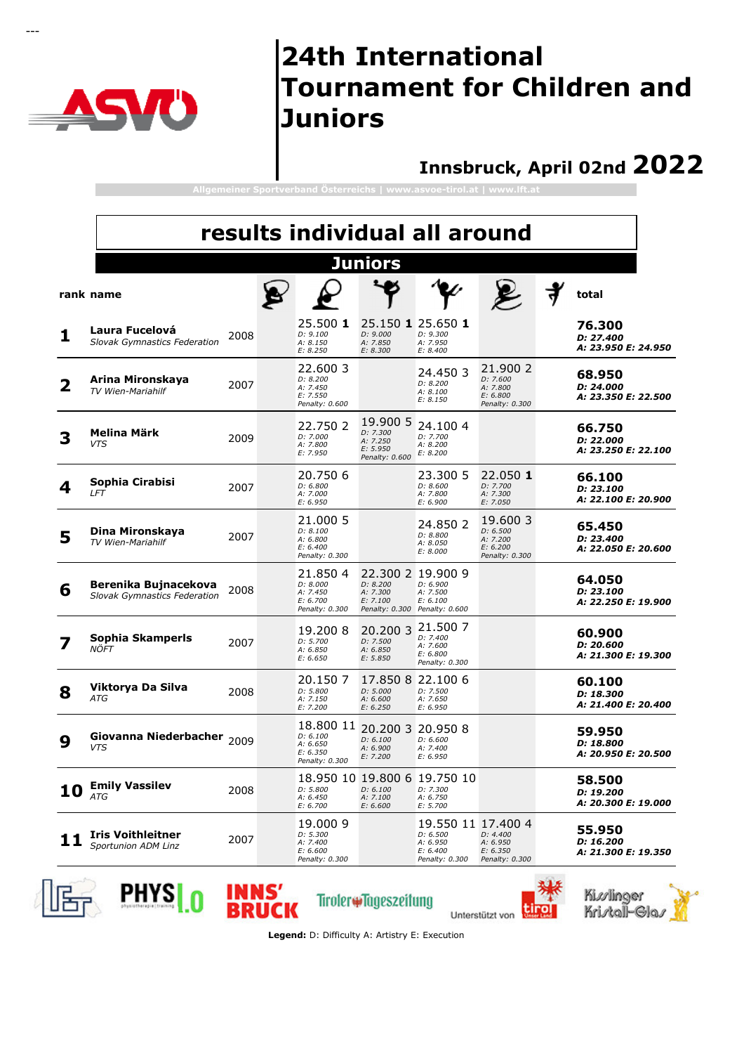# 24th International Tournament for Children and Juniors

## Innsbruck, April 02nd 2022

Allgemeiner Sportverband Österreichs | www.asvoe-tirol.at | www.lft.at

## results individual all around

### Juniors

| rank | name | | year | Rope | Hoop | Ball | Clubs | Ribbon | Free | total |
|---|---|---|---|---|---|---|---|---|---|---|
| 1 | **Laura Fucelová** | *Slovak Gymnastics Federation* | 2008 | | 25.500 **1** D: 9.100 A: 8.150 E: 8.250 | 25.150 **1** D: 9.000 A: 7.850 E: 8.300 | 25.650 **1** D: 9.300 A: 7.950 E: 8.400 | | | **76.300** D: 27.400 A: 23.950 E: 24.950 |
| 2 | **Arina Mironskaya** | *TV Wien-Mariahilf* | 2007 | | 22.600 3 D: 8.200 A: 7.450 E: 7.550 Penalty: 0.600 | | 24.450 3 D: 8.200 A: 8.100 E: 8.150 | 21.900 2 D: 7.600 A: 7.800 E: 6.800 Penalty: 0.300 | | **68.950** D: 24.000 A: 23.350 E: 22.500 |
| 3 | **Melina Märk** | *VTS* | 2009 | | 22.750 2 D: 7.000 A: 7.800 E: 7.950 | 19.900 5 D: 7.300 A: 7.250 E: 5.950 Penalty: 0.600 | 24.100 4 D: 7.700 A: 8.200 E: 8.200 | | | **66.750** D: 22.000 A: 23.250 E: 22.100 |
| 4 | **Sophia Cirabisi** | *LFT* | 2007 | | 20.750 6 D: 6.800 A: 7.000 E: 6.950 | | 23.300 5 D: 8.600 A: 7.800 E: 6.900 | 22.050 **1** D: 7.700 A: 7.300 E: 7.050 | | **66.100** D: 23.100 A: 22.100 E: 20.900 |
| 5 | **Dina Mironskaya** | *TV Wien-Mariahilf* | 2007 | | 21.000 5 D: 8.100 A: 6.800 E: 6.400 Penalty: 0.300 | | 24.850 2 D: 8.800 A: 8.050 E: 8.000 | 19.600 3 D: 6.500 A: 7.200 E: 6.200 Penalty: 0.300 | | **65.450** D: 23.400 A: 22.050 E: 20.600 |
| 6 | **Berenika Bujnacekova** | *Slovak Gymnastics Federation* | 2008 | | 21.850 4 D: 8.000 A: 7.450 E: 6.700 Penalty: 0.300 | 22.300 2 D: 8.200 A: 7.300 E: 7.100 Penalty: 0.300 | 19.900 9 D: 6.900 A: 7.500 E: 6.100 Penalty: 0.600 | | | **64.050** D: 23.100 A: 22.250 E: 19.900 |
| 7 | **Sophia Skamperls** | *NÖFT* | 2007 | | 19.200 8 D: 5.700 A: 6.850 E: 6.650 | 20.200 3 D: 7.500 A: 6.850 E: 5.850 | 21.500 7 D: 7.400 A: 7.600 E: 6.800 Penalty: 0.300 | | | **60.900** D: 20.600 A: 21.300 E: 19.300 |
| 8 | **Viktorya Da Silva** | *ATG* | 2008 | | 20.150 7 D: 5.800 A: 7.150 E: 7.200 | 17.850 8 D: 5.000 A: 6.600 E: 6.250 | 22.100 6 D: 7.500 A: 7.650 E: 6.950 | | | **60.100** D: 18.300 A: 21.400 E: 20.400 |
| 9 | **Giovanna Niederbacher** | *VTS* | 2009 | | 18.800 11 D: 6.100 A: 6.650 E: 6.350 Penalty: 0.300 | 20.200 3 D: 6.100 A: 6.900 E: 7.200 | 20.950 8 D: 6.600 A: 7.400 E: 6.950 | | | **59.950** D: 18.800 A: 20.950 E: 20.500 |
| 10 | **Emily Vassilev** | *ATG* | 2008 | | 18.950 10 D: 5.800 A: 6.450 E: 6.700 | 19.800 6 D: 6.100 A: 7.100 E: 6.600 | 19.750 10 D: 7.300 A: 6.750 E: 5.700 | | | **58.500** D: 19.200 A: 20.300 E: 19.000 |
| 11 | **Iris Voithleitner** | *Sportunion ADM Linz* | 2007 | | 19.000 9 D: 5.300 A: 7.400 E: 6.600 Penalty: 0.300 | | 19.550 11 D: 6.500 A: 6.950 E: 6.400 Penalty: 0.300 | 17.400 4 D: 4.400 A: 6.950 E: 6.350 Penalty: 0.300 | | **55.950** D: 16.200 A: 21.300 E: 19.350 |

Unterstützt von

**Legend:** D: Difficulty A: Artistry E: Execution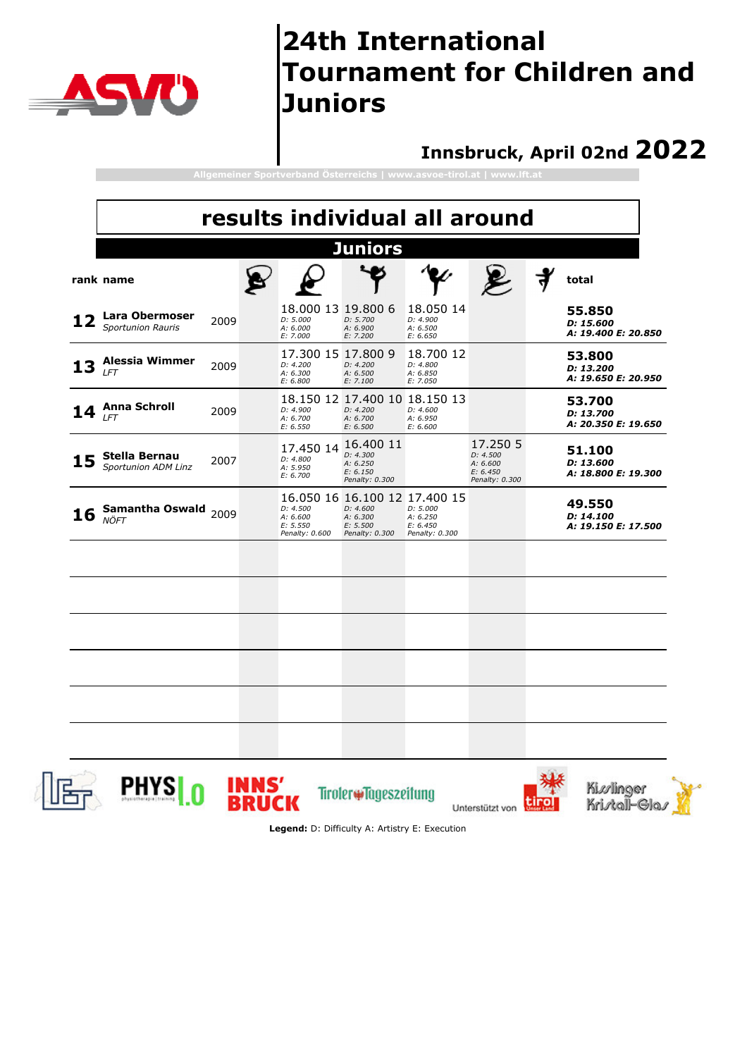# 24th International Tournament for Children and Juniors

**Innsbruck, April 02nd 2022**

Allgemeiner Sportverband Österreichs | www.asvoe-tirol.at | www.lft.at

## results individual all around

### Juniors

| rank | name | | | | | | | | total |
|---|---|---|---|---|---|---|---|---|---|
| **12** | **Lara Obermoser** *Sportunion Rauris* | 2009 | | 18.000 13 *D: 5.000 A: 6.000 E: 7.000* | 19.800 6 *D: 5.700 A: 6.900 E: 7.200* | 18.050 14 *D: 4.900 A: 6.500 E: 6.650* | | | **55.850** ***D: 15.600 A: 19.400 E: 20.850*** |
| **13** | **Alessia Wimmer** *LFT* | 2009 | | 17.300 15 *D: 4.200 A: 6.300 E: 6.800* | 17.800 9 *D: 4.200 A: 6.500 E: 7.100* | 18.700 12 *D: 4.800 A: 6.850 E: 7.050* | | | **53.800** ***D: 13.200 A: 19.650 E: 20.950*** |
| **14** | **Anna Schroll** *LFT* | 2009 | | 18.150 12 *D: 4.900 A: 6.700 E: 6.550* | 17.400 10 *D: 4.200 A: 6.700 E: 6.500* | 18.150 13 *D: 4.600 A: 6.950 E: 6.600* | | | **53.700** ***D: 13.700 A: 20.350 E: 19.650*** |
| **15** | **Stella Bernau** *Sportunion ADM Linz* | 2007 | | 17.450 14 *D: 4.800 A: 5.950 E: 6.700* | 16.400 11 *D: 4.300 A: 6.250 E: 6.150 Penalty: 0.300* | | 17.250 5 *D: 4.500 A: 6.600 E: 6.450 Penalty: 0.300* | | **51.100** ***D: 13.600 A: 18.800 E: 19.300*** |
| **16** | **Samantha Oswald** *NÖFT* | 2009 | | 16.050 16 *D: 4.500 A: 6.600 E: 5.550 Penalty: 0.600* | 16.100 12 *D: 4.600 A: 6.300 E: 5.500 Penalty: 0.300* | 17.400 15 *D: 5.000 A: 6.250 E: 6.450 Penalty: 0.300* | | | **49.550** ***D: 14.100 A: 19.150 E: 17.500*** |

Unterstützt von

**Legend:** D: Difficulty A: Artistry E: Execution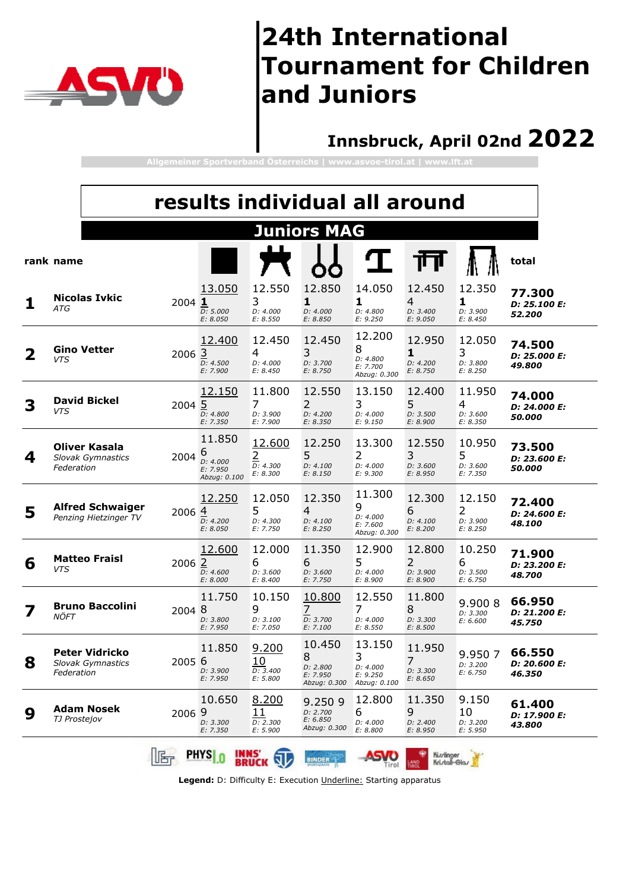# 24th International Tournament for Children and Juniors

## Innsbruck, April 02nd 2022

Allgemeiner Sportverband Österreichs | www.asvoe-tirol.at | www.lft.at

## results individual all around

### Juniors MAG

| rank | name | | Floor | Pommel horse | Rings | Vault | Parallel bars | High bar | total |
|---|---|---|---|---|---|---|---|---|---|
| 1 | **Nicolas Ivkic** *ATG* | 2004 | 13.050 1 *D: 5.000 E: 8.050* | 12.550 3 *D: 4.000 E: 8.550* | 12.850 1 *D: 4.000 E: 8.850* | 14.050 1 *D: 4.800 E: 9.250* | 12.450 4 *D: 3.400 E: 9.050* | 12.350 1 *D: 3.900 E: 8.450* | **77.300** ***D: 25.100 E: 52.200*** |
| 2 | **Gino Vetter** *VTS* | 2006 | 12.400 3 *D: 4.500 E: 7.900* | 12.450 4 *D: 4.000 E: 8.450* | 12.450 3 *D: 3.700 E: 8.750* | 12.200 8 *D: 4.800 E: 7.700 Abzug: 0.300* | 12.950 1 *D: 4.200 E: 8.750* | 12.050 3 *D: 3.800 E: 8.250* | **74.500** ***D: 25.000 E: 49.800*** |
| 3 | **David Bickel** *VTS* | 2004 | 12.150 5 *D: 4.800 E: 7.350* | 11.800 7 *D: 3.900 E: 7.900* | 12.550 2 *D: 4.200 E: 8.350* | 13.150 3 *D: 4.000 E: 9.150* | 12.400 5 *D: 3.500 E: 8.900* | 11.950 4 *D: 3.600 E: 8.350* | **74.000** ***D: 24.000 E: 50.000*** |
| 4 | **Oliver Kasala** *Slovak Gymnastics Federation* | 2004 | 11.850 6 *D: 4.000 E: 7.950 Abzug: 0.100* | 12.600 2 *D: 4.300 E: 8.300* | 12.250 5 *D: 4.100 E: 8.150* | 13.300 2 *D: 4.000 E: 9.300* | 12.550 3 *D: 3.600 E: 8.950* | 10.950 5 *D: 3.600 E: 7.350* | **73.500** ***D: 23.600 E: 50.000*** |
| 5 | **Alfred Schwaiger** *Penzing Hietzinger TV* | 2006 | 12.250 4 *D: 4.200 E: 8.050* | 12.050 5 *D: 4.300 E: 7.750* | 12.350 4 *D: 4.100 E: 8.250* | 11.300 9 *D: 4.000 E: 7.600 Abzug: 0.300* | 12.300 6 *D: 4.100 E: 8.200* | 12.150 2 *D: 3.900 E: 8.250* | **72.400** ***D: 24.600 E: 48.100*** |
| 6 | **Matteo Fraisl** *VTS* | 2006 | 12.600 2 *D: 4.600 E: 8.000* | 12.000 6 *D: 3.600 E: 8.400* | 11.350 6 *D: 3.600 E: 7.750* | 12.900 5 *D: 4.000 E: 8.900* | 12.800 2 *D: 3.900 E: 8.900* | 10.250 6 *D: 3.500 E: 6.750* | **71.900** ***D: 23.200 E: 48.700*** |
| 7 | **Bruno Baccolini** *NÖFT* | 2004 | 11.750 8 *D: 3.800 E: 7.950* | 10.150 9 *D: 3.100 E: 7.050* | 10.800 7 *D: 3.700 E: 7.100* | 12.550 7 *D: 4.000 E: 8.550* | 11.800 8 *D: 3.300 E: 8.500* | 9.900 8 *D: 3.300 E: 6.600* | **66.950** ***D: 21.200 E: 45.750*** |
| 8 | **Peter Vidricko** *Slovak Gymnastics Federation* | 2005 | 11.850 6 *D: 3.900 E: 7.950* | 9.200 10 *D: 3.400 E: 5.800* | 10.450 8 *D: 2.800 E: 7.950 Abzug: 0.300* | 13.150 3 *D: 4.000 E: 9.250 Abzug: 0.100* | 11.950 7 *D: 3.300 E: 8.650* | 9.950 7 *D: 3.200 E: 6.750* | **66.550** ***D: 20.600 E: 46.350*** |
| 9 | **Adam Nosek** *TJ Prostejov* | 2006 | 10.650 9 *D: 3.300 E: 7.350* | 8.200 11 *D: 2.300 E: 5.900* | 9.250 9 *D: 2.700 E: 6.850 Abzug: 0.300* | 12.800 6 *D: 4.000 E: 8.800* | 11.350 9 *D: 2.400 E: 8.950* | 9.150 10 *D: 3.200 E: 5.950* | **61.400** ***D: 17.900 E: 43.800*** |

**Legend:** D: Difficulty E: Execution Underline: Starting apparatus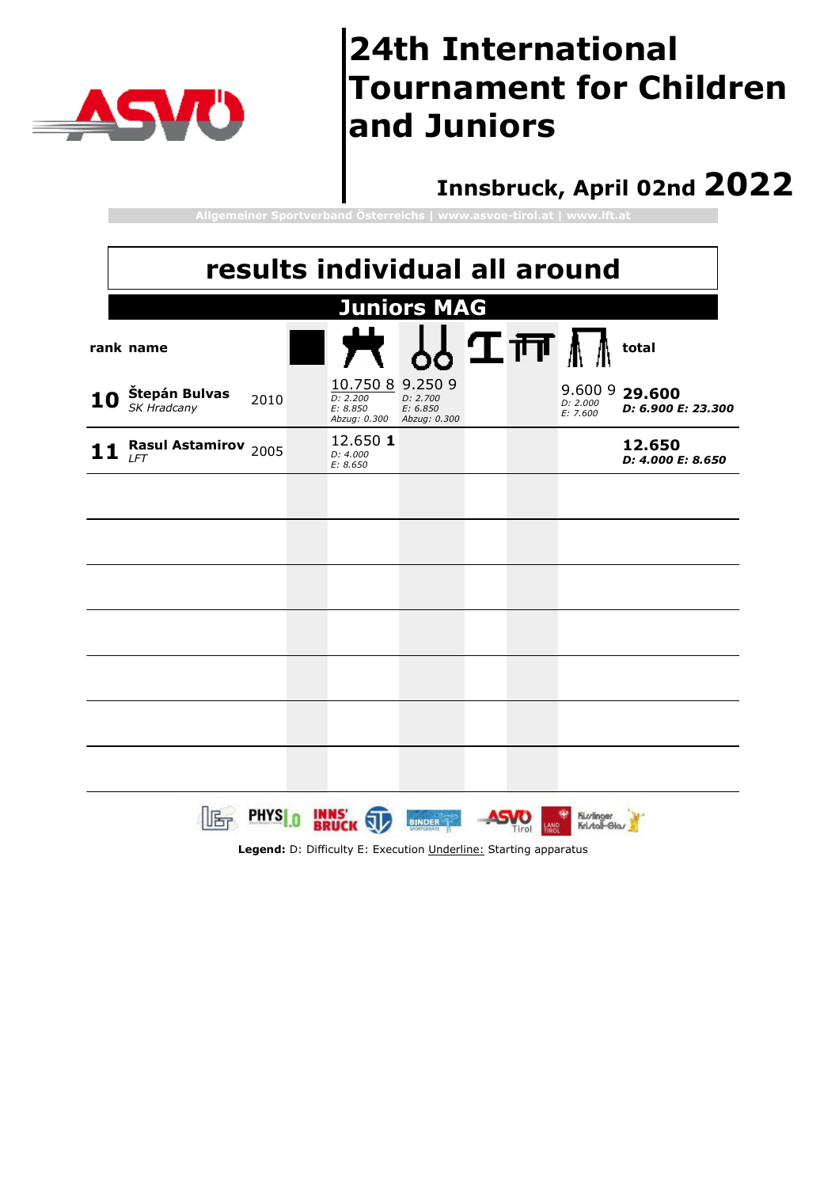# 24th International Tournament for Children and Juniors

## Innsbruck, April 02nd 2022

Allgemeiner Sportverband Österreichs | www.asvoe-tirol.at | www.lft.at

## results individual all around

### Juniors MAG

| rank | name | | Floor | Pommel horse | Rings | Vault | Parallel bars | High bar | total |
|---|---|---|---|---|---|---|---|---|---|
| **10** | **Štepán Bulvas** *SK Hradcany* | 2010 | | 10.750 8 *D: 2.200 E: 8.850 Abzug: 0.300* | 9.250 9 *D: 2.700 E: 6.850 Abzug: 0.300* | | | 9.600 9 *D: 2.000 E: 7.600* | **29.600** ***D: 6.900 E: 23.300*** |
| **11** | **Rasul Astamirov** *LFT* | 2005 | | 12.650 **1** *D: 4.000 E: 8.650* | | | | | **12.650** ***D: 4.000 E: 8.650*** |

**Legend:** D: Difficulty E: Execution Underline: Starting apparatus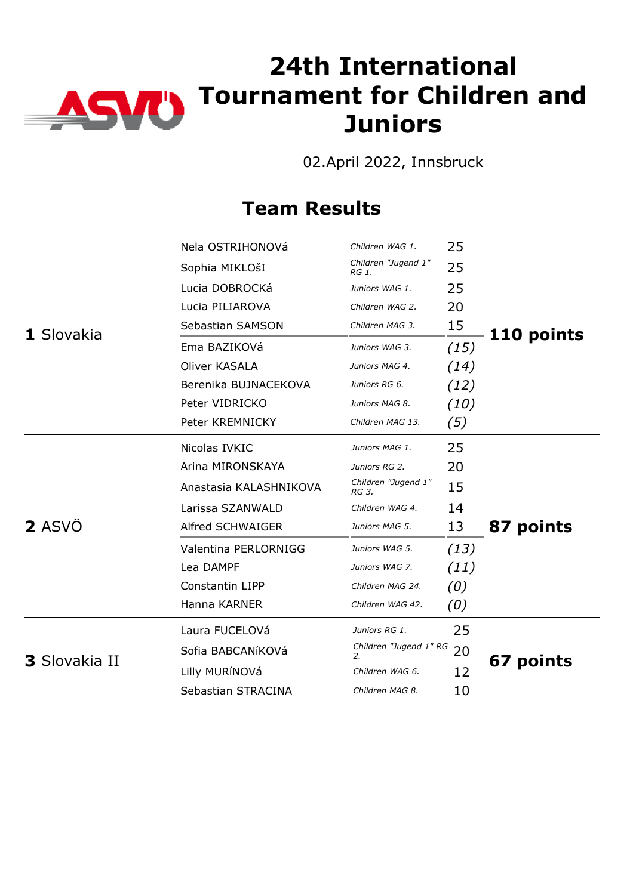# 24th International Tournament for Children and Juniors

02.April 2022, Innsbruck

## Team Results

| Team | Gymnast | Category | Points | Total |
|---|---|---|---|---|
| **1** Slovakia | Nela OSTRIHONOVá | *Children WAG 1.* | 25 | **110 points** |
| | Sophia MIKLOšI | *Children "Jugend 1" RG 1.* | 25 | |
| | Lucia DOBROCKá | *Juniors WAG 1.* | 25 | |
| | Lucia PILIAROVA | *Children WAG 2.* | 20 | |
| | Sebastian SAMSON | *Children MAG 3.* | 15 | |
| | Ema BAZIKOVá | *Juniors WAG 3.* | *(15)* | |
| | Oliver KASALA | *Juniors MAG 4.* | *(14)* | |
| | Berenika BUJNACEKOVA | *Juniors RG 6.* | *(12)* | |
| | Peter VIDRICKO | *Juniors MAG 8.* | *(10)* | |
| | Peter KREMNICKY | *Children MAG 13.* | *(5)* | |
| **2** ASVÖ | Nicolas IVKIC | *Juniors MAG 1.* | 25 | **87 points** |
| | Arina MIRONSKAYA | *Juniors RG 2.* | 20 | |
| | Anastasia KALASHNIKOVA | *Children "Jugend 1" RG 3.* | 15 | |
| | Larissa SZANWALD | *Children WAG 4.* | 14 | |
| | Alfred SCHWAIGER | *Juniors MAG 5.* | 13 | |
| | Valentina PERLORNIGG | *Juniors WAG 5.* | *(13)* | |
| | Lea DAMPF | *Juniors WAG 7.* | *(11)* | |
| | Constantin LIPP | *Children MAG 24.* | *(0)* | |
| | Hanna KARNER | *Children WAG 42.* | *(0)* | |
| **3** Slovakia II | Laura FUCELOVá | *Juniors RG 1.* | 25 | **67 points** |
| | Sofia BABCANíKOVá | *Children "Jugend 1" RG 2.* | 20 | |
| | Lilly MURíNOVá | *Children WAG 6.* | 12 | |
| | Sebastian STRACINA | *Children MAG 8.* | 10 | |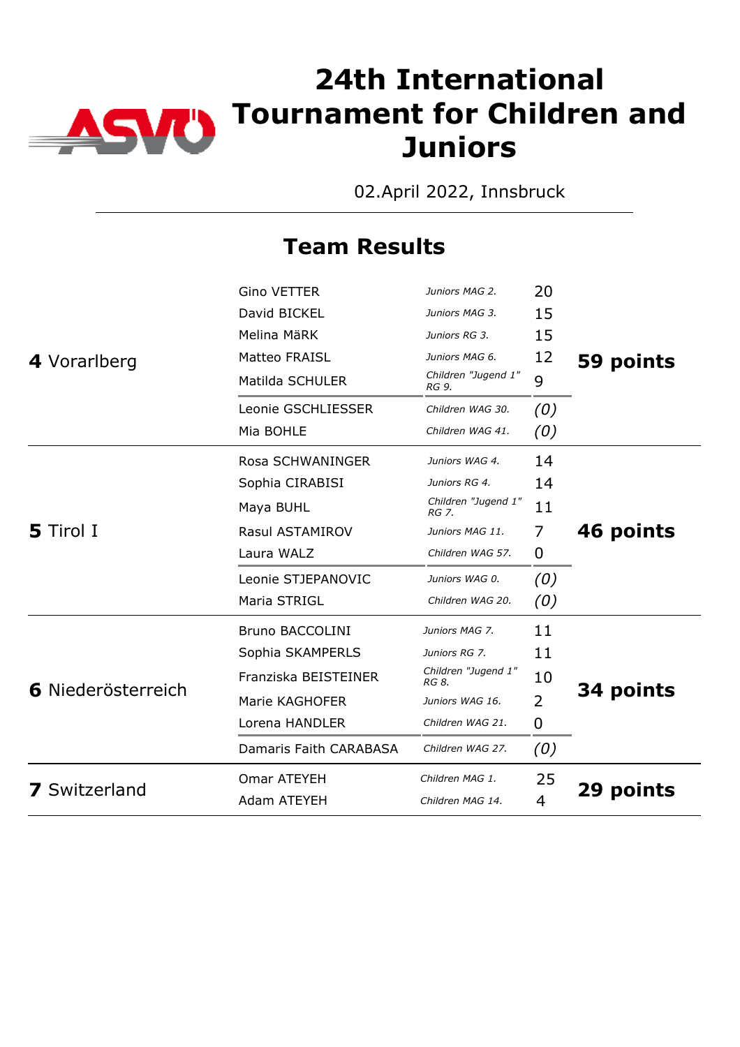# 24th International Tournament for Children and Juniors

02.April 2022, Innsbruck

## Team Results

| Team | Name | Category / Rank | Points | Total |
|---|---|---|---|---|
| **4** Vorarlberg | Gino VETTER | *Juniors MAG 2.* | 20 | **59 points** |
| | David BICKEL | *Juniors MAG 3.* | 15 | |
| | Melina MäRK | *Juniors RG 3.* | 15 | |
| | Matteo FRAISL | *Juniors MAG 6.* | 12 | |
| | Matilda SCHULER | *Children "Jugend 1" RG 9.* | 9 | |
| | Leonie GSCHLIESSER | *Children WAG 30.* | *(0)* | |
| | Mia BOHLE | *Children WAG 41.* | *(0)* | |
| **5** Tirol I | Rosa SCHWANINGER | *Juniors WAG 4.* | 14 | **46 points** |
| | Sophia CIRABISI | *Juniors RG 4.* | 14 | |
| | Maya BUHL | *Children "Jugend 1" RG 7.* | 11 | |
| | Rasul ASTAMIROV | *Juniors MAG 11.* | 7 | |
| | Laura WALZ | *Children WAG 57.* | 0 | |
| | Leonie STJEPANOVIC | *Juniors WAG 0.* | *(0)* | |
| | Maria STRIGL | *Children WAG 20.* | *(0)* | |
| **6** Niederösterreich | Bruno BACCOLINI | *Juniors MAG 7.* | 11 | **34 points** |
| | Sophia SKAMPERLS | *Juniors RG 7.* | 11 | |
| | Franziska BEISTEINER | *Children "Jugend 1" RG 8.* | 10 | |
| | Marie KAGHOFER | *Juniors WAG 16.* | 2 | |
| | Lorena HANDLER | *Children WAG 21.* | 0 | |
| | Damaris Faith CARABASA | *Children WAG 27.* | *(0)* | |
| **7** Switzerland | Omar ATEYEH | *Children MAG 1.* | 25 | **29 points** |
| | Adam ATEYEH | *Children MAG 14.* | 4 | |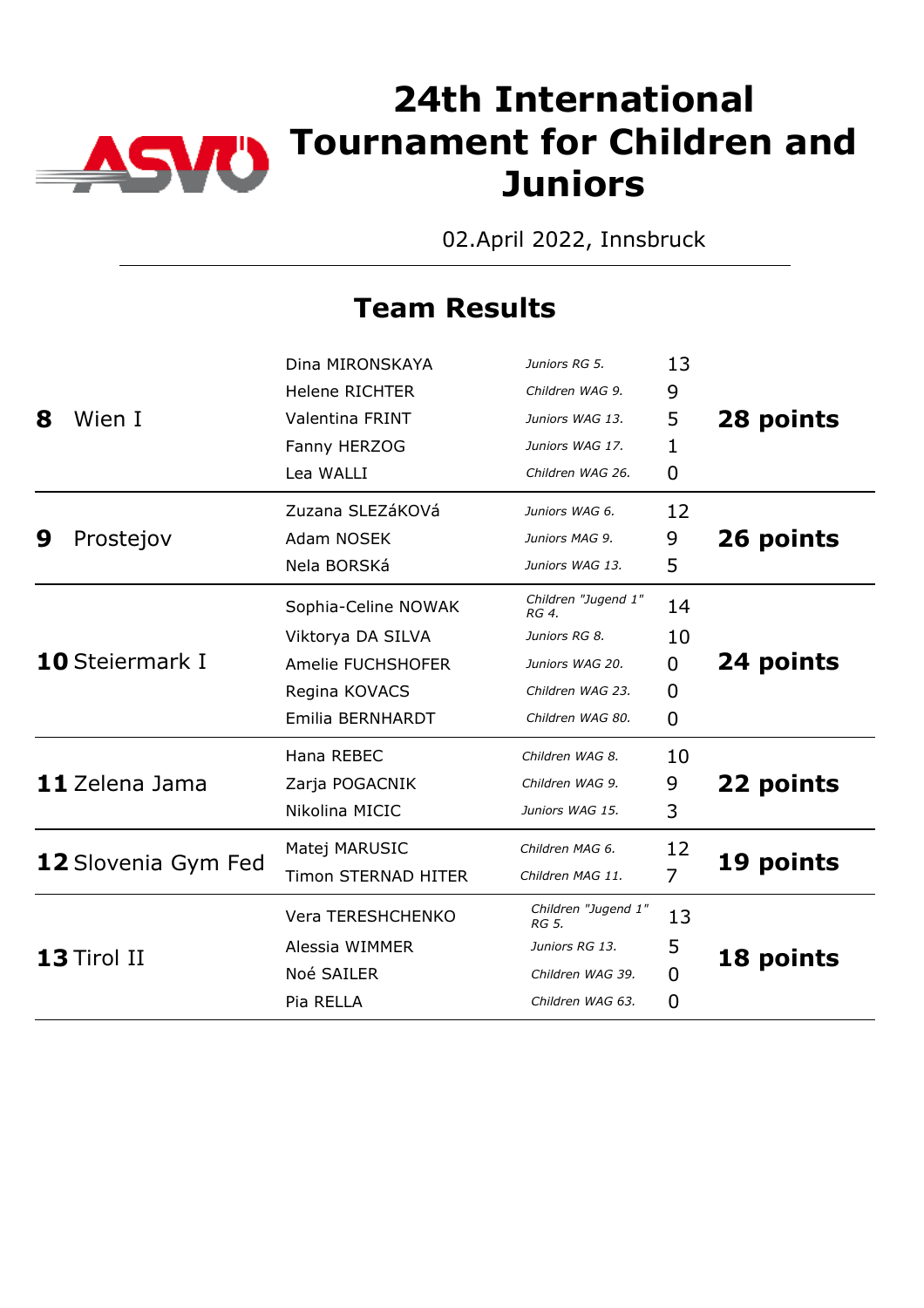# 24th International Tournament for Children and Juniors

02.April 2022, Innsbruck

## Team Results

| Rank | Team | Athlete | Category | Points | Total |
|---|---|---|---|---|---|
| 8 | Wien I | Dina MIRONSKAYA | *Juniors RG 5.* | 13 | **28 points** |
| | | Helene RICHTER | *Children WAG 9.* | 9 | |
| | | Valentina FRINT | *Juniors WAG 13.* | 5 | |
| | | Fanny HERZOG | *Juniors WAG 17.* | 1 | |
| | | Lea WALLI | *Children WAG 26.* | 0 | |
| 9 | Prostejov | Zuzana SLEZáKOVá | *Juniors WAG 6.* | 12 | **26 points** |
| | | Adam NOSEK | *Juniors MAG 9.* | 9 | |
| | | Nela BORSKá | *Juniors WAG 13.* | 5 | |
| 10 | Steiermark I | Sophia-Celine NOWAK | *Children "Jugend 1" RG 4.* | 14 | **24 points** |
| | | Viktorya DA SILVA | *Juniors RG 8.* | 10 | |
| | | Amelie FUCHSHOFER | *Juniors WAG 20.* | 0 | |
| | | Regina KOVACS | *Children WAG 23.* | 0 | |
| | | Emilia BERNHARDT | *Children WAG 80.* | 0 | |
| 11 | Zelena Jama | Hana REBEC | *Children WAG 8.* | 10 | **22 points** |
| | | Zarja POGACNIK | *Children WAG 9.* | 9 | |
| | | Nikolina MICIC | *Juniors WAG 15.* | 3 | |
| 12 | Slovenia Gym Fed | Matej MARUSIC | *Children MAG 6.* | 12 | **19 points** |
| | | Timon STERNAD HITER | *Children MAG 11.* | 7 | |
| 13 | Tirol II | Vera TERESHCHENKO | *Children "Jugend 1" RG 5.* | 13 | **18 points** |
| | | Alessia WIMMER | *Juniors RG 13.* | 5 | |
| | | Noé SAILER | *Children WAG 39.* | 0 | |
| | | Pia RELLA | *Children WAG 63.* | 0 | |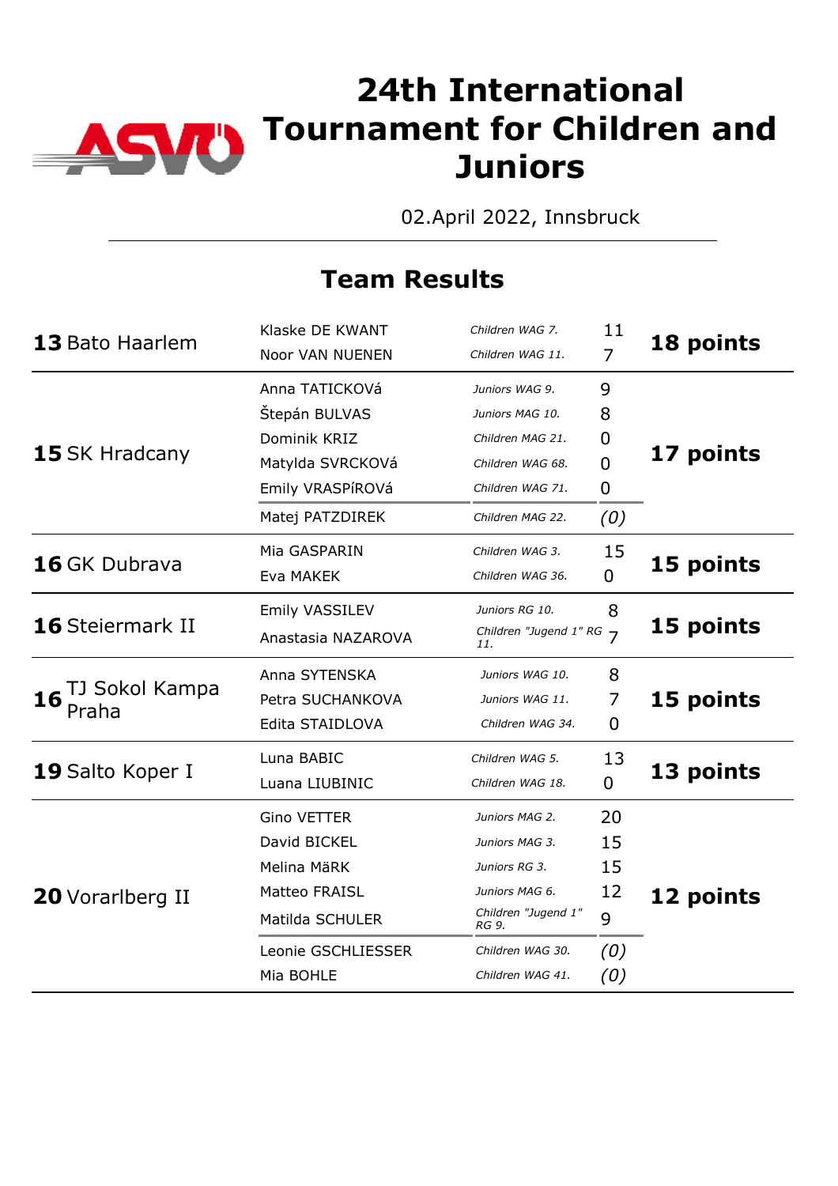# 24th International Tournament for Children and Juniors

02.April 2022, Innsbruck

## Team Results

| Rank | Team | Gymnast | Category | Score | Total |
|---|---|---|---|---|---|
| 13 | Bato Haarlem | Klaske DE KWANT | *Children WAG 7.* | 11 | **18 points** |
| | | Noor VAN NUENEN | *Children WAG 11.* | 7 | |
| 15 | SK Hradcany | Anna TATICKOVá | *Juniors WAG 9.* | 9 | **17 points** |
| | | Štepán BULVAS | *Juniors MAG 10.* | 8 | |
| | | Dominik KRIZ | *Children MAG 21.* | 0 | |
| | | Matylda SVRCKOVá | *Children WAG 68.* | 0 | |
| | | Emily VRASPíROVá | *Children WAG 71.* | 0 | |
| | | Matej PATZDIREK | *Children MAG 22.* | *(0)* | |
| 16 | GK Dubrava | Mia GASPARIN | *Children WAG 3.* | 15 | **15 points** |
| | | Eva MAKEK | *Children WAG 36.* | 0 | |
| 16 | Steiermark II | Emily VASSILEV | *Juniors RG 10.* | 8 | **15 points** |
| | | Anastasia NAZAROVA | *Children "Jugend 1" RG 11.* | 7 | |
| 16 | TJ Sokol Kampa Praha | Anna SYTENSKA | *Juniors WAG 10.* | 8 | **15 points** |
| | | Petra SUCHANKOVA | *Juniors WAG 11.* | 7 | |
| | | Edita STAIDLOVA | *Children WAG 34.* | 0 | |
| 19 | Salto Koper I | Luna BABIC | *Children WAG 5.* | 13 | **13 points** |
| | | Luana LIUBINIC | *Children WAG 18.* | 0 | |
| 20 | Vorarlberg II | Gino VETTER | *Juniors MAG 2.* | 20 | **12 points** |
| | | David BICKEL | *Juniors MAG 3.* | 15 | |
| | | Melina MäRK | *Juniors RG 3.* | 15 | |
| | | Matteo FRAISL | *Juniors MAG 6.* | 12 | |
| | | Matilda SCHULER | *Children "Jugend 1" RG 9.* | 9 | |
| | | Leonie GSCHLIESSER | *Children WAG 30.* | *(0)* | |
| | | Mia BOHLE | *Children WAG 41.* | *(0)* | |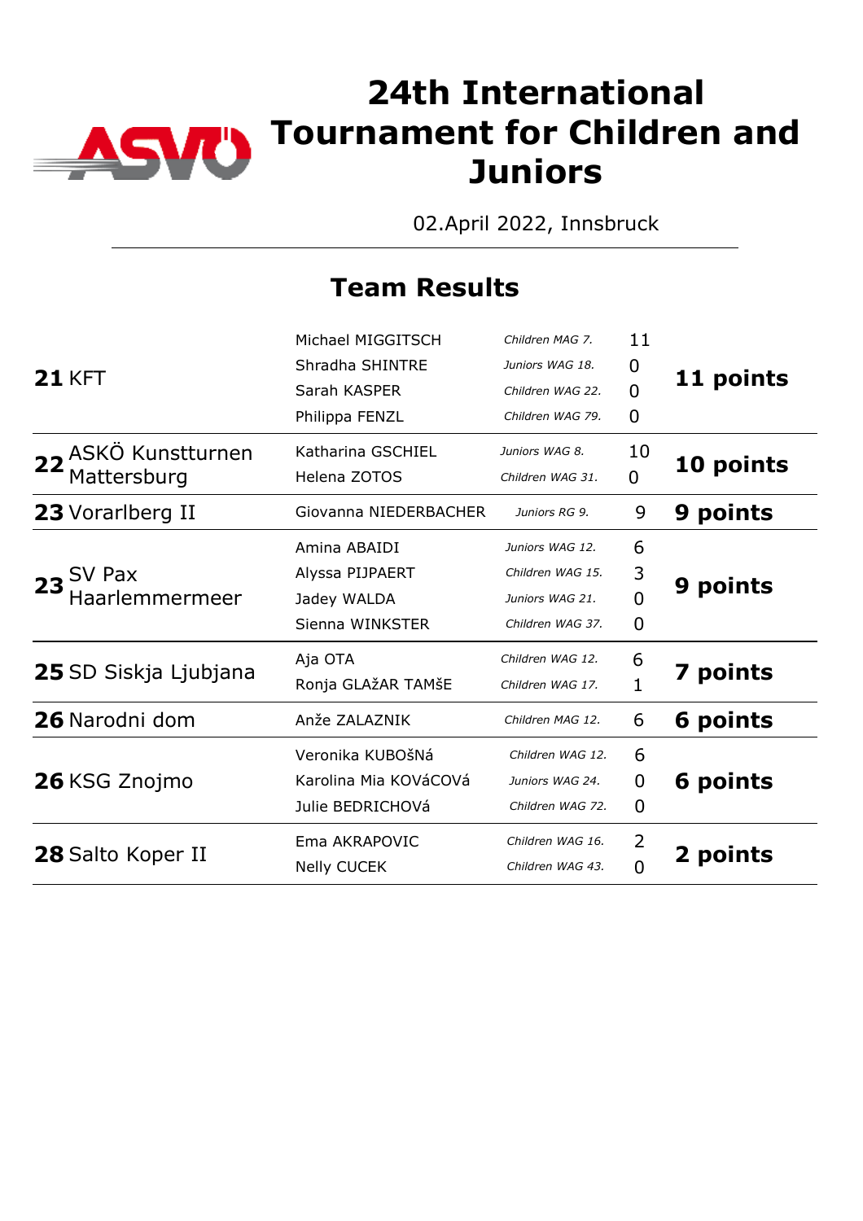# 24th International Tournament for Children and Juniors

02.April 2022, Innsbruck

## Team Results

| Rank | Team | Athlete | Category | Points | Total |
|---|---|---|---|---|---|
| **21** | KFT | Michael MIGGITSCH | *Children MAG 7.* | 11 | **11 points** |
| | | Shradha SHINTRE | *Juniors WAG 18.* | 0 | |
| | | Sarah KASPER | *Children WAG 22.* | 0 | |
| | | Philippa FENZL | *Children WAG 79.* | 0 | |
| **22** | ASKÖ Kunstturnen Mattersburg | Katharina GSCHIEL | *Juniors WAG 8.* | 10 | **10 points** |
| | | Helena ZOTOS | *Children WAG 31.* | 0 | |
| **23** | Vorarlberg II | Giovanna NIEDERBACHER | *Juniors RG 9.* | 9 | **9 points** |
| **23** | SV Pax Haarlemmermeer | Amina ABAIDI | *Juniors WAG 12.* | 6 | **9 points** |
| | | Alyssa PIJPAERT | *Children WAG 15.* | 3 | |
| | | Jadey WALDA | *Juniors WAG 21.* | 0 | |
| | | Sienna WINKSTER | *Children WAG 37.* | 0 | |
| **25** | SD Siskja Ljubjana | Aja OTA | *Children WAG 12.* | 6 | **7 points** |
| | | Ronja GLAžAR TAMšE | *Children WAG 17.* | 1 | |
| **26** | Narodni dom | Anže ZALAZNIK | *Children MAG 12.* | 6 | **6 points** |
| **26** | KSG Znojmo | Veronika KUBOšNá | *Children WAG 12.* | 6 | **6 points** |
| | | Karolina Mia KOVáCOVá | *Juniors WAG 24.* | 0 | |
| | | Julie BEDRICHOVá | *Children WAG 72.* | 0 | |
| **28** | Salto Koper II | Ema AKRAPOVIC | *Children WAG 16.* | 2 | **2 points** |
| | | Nelly CUCEK | *Children WAG 43.* | 0 | |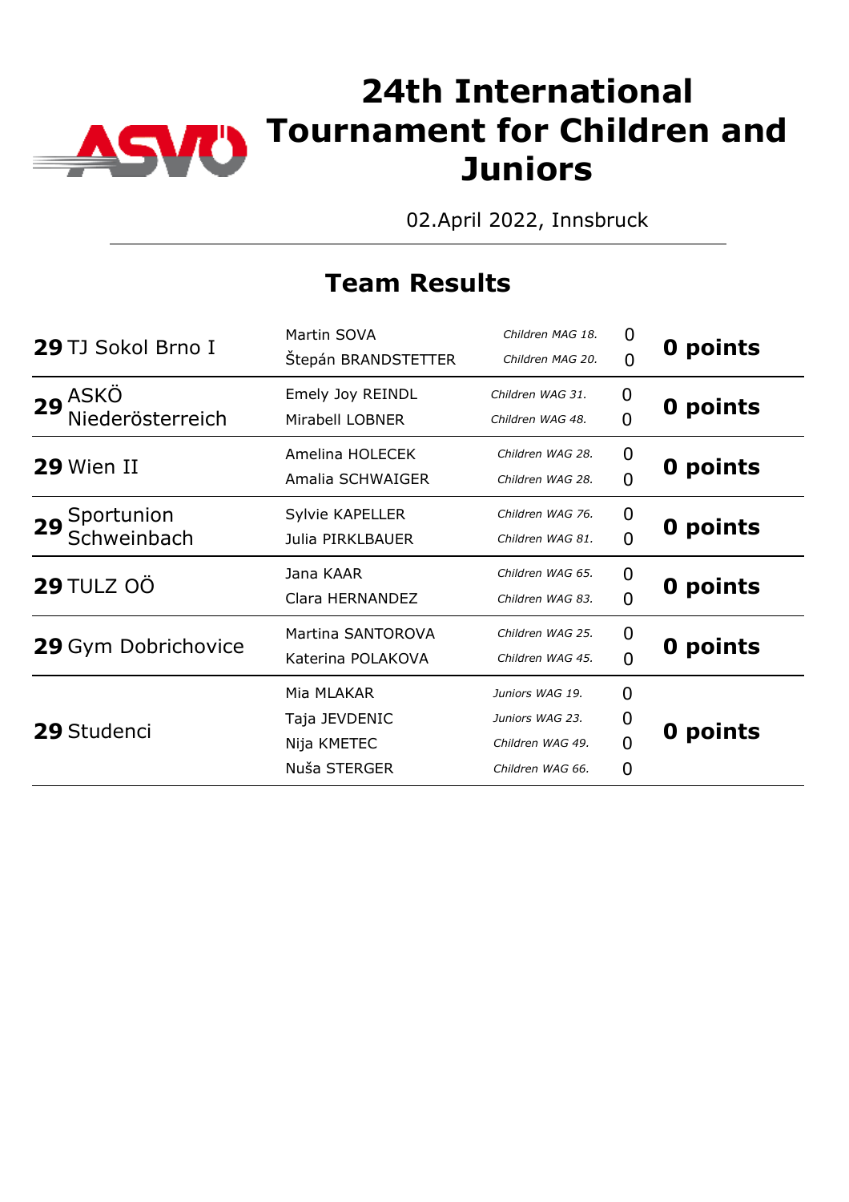# 24th International Tournament for Children and Juniors

02.April 2022, Innsbruck

## Team Results

| | | | | | |
|---|---|---|---|---|---|
| **29** | TJ Sokol Brno I | Martin SOVA | *Children MAG 18.* | 0 | **0 points** |
| | | Štepán BRANDSTETTER | *Children MAG 20.* | 0 | |
| **29** | ASKÖ Niederösterreich | Emely Joy REINDL | *Children WAG 31.* | 0 | **0 points** |
| | | Mirabell LOBNER | *Children WAG 48.* | 0 | |
| **29** | Wien II | Amelina HOLECEK | *Children WAG 28.* | 0 | **0 points** |
| | | Amalia SCHWAIGER | *Children WAG 28.* | 0 | |
| **29** | Sportunion Schweinbach | Sylvie KAPELLER | *Children WAG 76.* | 0 | **0 points** |
| | | Julia PIRKLBAUER | *Children WAG 81.* | 0 | |
| **29** | TULZ OÖ | Jana KAAR | *Children WAG 65.* | 0 | **0 points** |
| | | Clara HERNANDEZ | *Children WAG 83.* | 0 | |
| **29** | Gym Dobrichovice | Martina SANTOROVA | *Children WAG 25.* | 0 | **0 points** |
| | | Katerina POLAKOVA | *Children WAG 45.* | 0 | |
| **29** | Studenci | Mia MLAKAR | *Juniors WAG 19.* | 0 | **0 points** |
| | | Taja JEVDENIC | *Juniors WAG 23.* | 0 | |
| | | Nija KMETEC | *Children WAG 49.* | 0 | |
| | | Nuša STERGER | *Children WAG 66.* | 0 | |